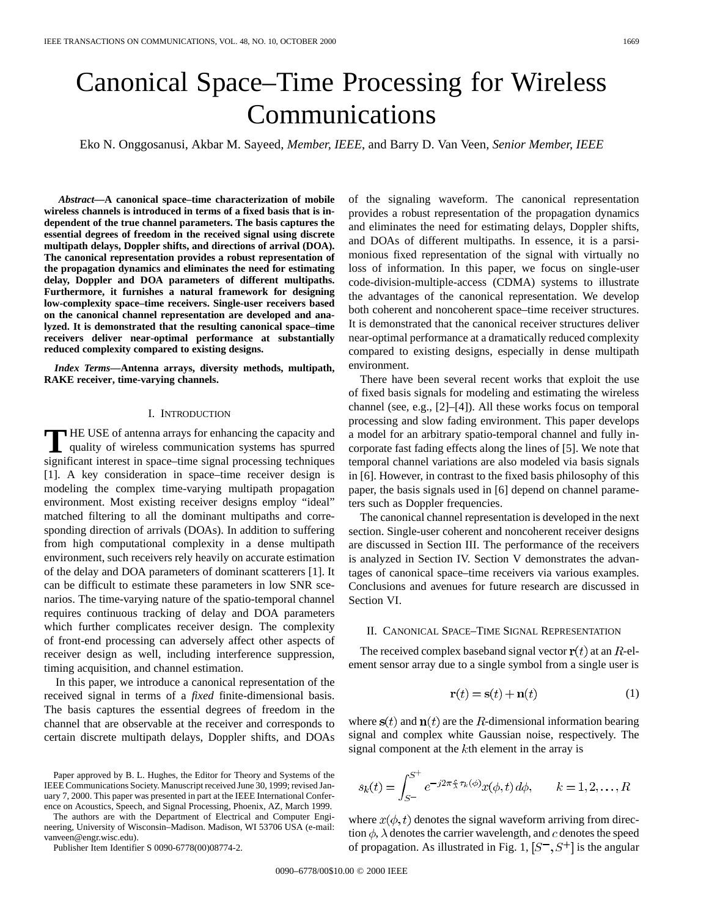# Canonical Space–Time Processing for Wireless Communications

Eko N. Onggosanusi, Akbar M. Sayeed, *Member, IEEE*, and Barry D. Van Veen, *Senior Member, IEEE*

***Abstract*—A canonical space–time characterization of mobile wireless channels is introduced in terms of a fixed basis that is independent of the true channel parameters. The basis captures the essential degrees of freedom in the received signal using discrete multipath delays, Doppler shifts, and directions of arrival (DOA). The canonical representation provides a robust representation of the propagation dynamics and eliminates the need for estimating delay, Doppler and DOA parameters of different multipaths. Furthermore, it furnishes a natural framework for designing low-complexity space–time receivers. Single-user receivers based on the canonical channel representation are developed and analyzed. It is demonstrated that the resulting canonical space–time receivers deliver near-optimal performance at substantially reduced complexity compared to existing designs.**

***Index Terms*—Antenna arrays, diversity methods, multipath, RAKE receiver, time-varying channels.**

## I. Introduction

The use of antenna arrays for enhancing the capacity and quality of wireless communication systems has spurred significant interest in space–time signal processing techniques [1]. A key consideration in space–time receiver design is modeling the complex time-varying multipath propagation environment. Most existing receiver designs employ "ideal" matched filtering to all the dominant multipaths and corresponding direction of arrivals (DOAs). In addition to suffering from high computational complexity in a dense multipath environment, such receivers rely heavily on accurate estimation of the delay and DOA parameters of dominant scatterers [1]. It can be difficult to estimate these parameters in low SNR scenarios. The time-varying nature of the spatio-temporal channel requires continuous tracking of delay and DOA parameters which further complicates receiver design. The complexity of front-end processing can adversely affect other aspects of receiver design as well, including interference suppression, timing acquisition, and channel estimation.

In this paper, we introduce a canonical representation of the received signal in terms of a *fixed* finite-dimensional basis. The basis captures the essential degrees of freedom in the channel that are observable at the receiver and corresponds to certain discrete multipath delays, Doppler shifts, and DOAs of the signaling waveform. The canonical representation provides a robust representation of the propagation dynamics and eliminates the need for estimating delays, Doppler shifts, and DOAs of different multipaths. In essence, it is a parsimonious fixed representation of the signal with virtually no loss of information. In this paper, we focus on single-user code-division-multiple-access (CDMA) systems to illustrate the advantages of the canonical representation. We develop both coherent and noncoherent space–time receiver structures. It is demonstrated that the canonical receiver structures deliver near-optimal performance at a dramatically reduced complexity compared to existing designs, especially in dense multipath environment.

There have been several recent works that exploit the use of fixed basis signals for modeling and estimating the wireless channel (see, e.g., [2]–[4]). All these works focus on temporal processing and slow fading environment. This paper develops a model for an arbitrary spatio-temporal channel and fully incorporate fast fading effects along the lines of [5]. We note that temporal channel variations are also modeled via basis signals in [6]. However, in contrast to the fixed basis philosophy of this paper, the basis signals used in [6] depend on channel parameters such as Doppler frequencies.

The canonical channel representation is developed in the next section. Single-user coherent and noncoherent receiver designs are discussed in Section III. The performance of the receivers is analyzed in Section IV. Section V demonstrates the advantages of canonical space–time receivers via various examples. Conclusions and avenues for future research are discussed in Section VI.

## II. Canonical Space–Time Signal Representation

The received complex baseband signal vector $\mathbf{r}(t)$ at an $R$-element sensor array due to a single symbol from a single user is

$$\mathbf{r}(t) = \mathbf{s}(t) + \mathbf{n}(t) \tag{1}$$

where $\mathbf{s}(t)$ and $\mathbf{n}(t)$ are the $R$-dimensional information bearing signal and complex white Gaussian noise, respectively. The signal component at the $k$th element in the array is

$$s_k(t) = \int_{S^-}^{S^+} e^{-j2\pi \frac{c}{\lambda}\tau_k(\phi)} x(\phi, t)\, d\phi, \qquad k = 1, 2, \ldots, R$$

where $x(\phi, t)$ denotes the signal waveform arriving from direction $\phi$, $\lambda$ denotes the carrier wavelength, and $c$ denotes the speed of propagation. As illustrated in Fig. 1, $[S^-, S^+]$ is the angular

Paper approved by B. L. Hughes, the Editor for Theory and Systems of the IEEE Communications Society. Manuscript received June 30, 1999; revised January 7, 2000. This paper was presented in part at the IEEE International Conference on Acoustics, Speech, and Signal Processing, Phoenix, AZ, March 1999.

The authors are with the Department of Electrical and Computer Engineering, University of Wisconsin–Madison. Madison, WI 53706 USA (e-mail: vanveen@engr.wisc.edu).

Publisher Item Identifier S 0090-6778(00)08774-2.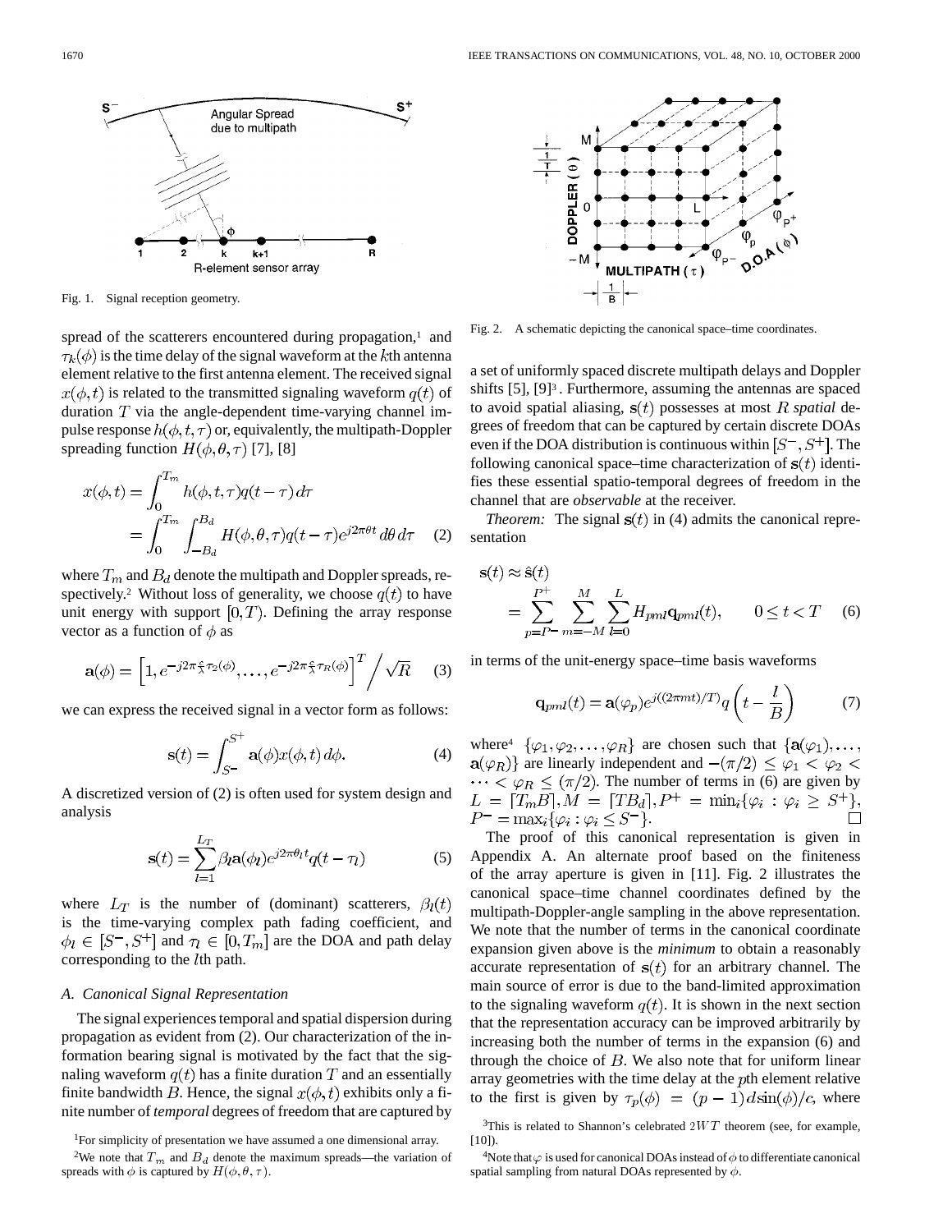Fig. 1. Signal reception geometry.

spread of the scatterers encountered during propagation,[1] and $\tau_k(\phi)$ is the time delay of the signal waveform at the $k$th antenna element relative to the first antenna element. The received signal $x(\phi, t)$ is related to the transmitted signaling waveform $q(t)$ of duration $T$ via the angle-dependent time-varying channel impulse response $h(\phi, t, \tau)$ or, equivalently, the multipath-Doppler spreading function $H(\phi, \theta, \tau)$ [7], [8]

$$x(\phi, t) = \int_0^{T_m} h(\phi, t, \tau) q(t - \tau)\, d\tau = \int_0^{T_m} \int_{-B_d}^{B_d} H(\phi, \theta, \tau) q(t - \tau) e^{j2\pi\theta t}\, d\theta\, d\tau \quad (2)$$

where $T_m$ and $B_d$ denote the multipath and Doppler spreads, respectively.[2] Without loss of generality, we choose $q(t)$ to have unit energy with support $[0, T)$. Defining the array response vector as a function of $\phi$ as

$$\mathbf{a}(\phi) = \left[1, e^{-j2\pi\frac{c}{\lambda}\tau_2(\phi)}, \ldots, e^{-j2\pi\frac{c}{\lambda}\tau_R(\phi)}\right]^T \Big/ \sqrt{R} \quad (3)$$

we can express the received signal in a vector form as follows:

$$\mathbf{s}(t) = \int_{S^-}^{S^+} \mathbf{a}(\phi) x(\phi, t)\, d\phi. \quad (4)$$

A discretized version of (2) is often used for system design and analysis

$$\mathbf{s}(t) = \sum_{l=1}^{L_T} \beta_l \mathbf{a}(\phi_l) e^{j2\pi\theta_l t} q(t - \tau_l) \quad (5)$$

where $L_T$ is the number of (dominant) scatterers, $\beta_l(t)$ is the time-varying complex path fading coefficient, and $\phi_l \in [S^-, S^+]$ and $\tau_l \in [0, T_m]$ are the DOA and path delay corresponding to the $l$th path.

### A. Canonical Signal Representation

The signal experiences temporal and spatial dispersion during propagation as evident from (2). Our characterization of the information bearing signal is motivated by the fact that the signaling waveform $q(t)$ has a finite duration $T$ and an essentially finite bandwidth $B$. Hence, the signal $x(\phi, t)$ exhibits only a finite number of *temporal* degrees of freedom that are captured by a set of uniformly spaced discrete multipath delays and Doppler shifts [5], [9][3]. Furthermore, assuming the antennas are spaced to avoid spatial aliasing, $\mathbf{s}(t)$ possesses at most $R$ *spatial* degrees of freedom that can be captured by certain discrete DOAs even if the DOA distribution is continuous within $[S^-, S^+]$. The following canonical space–time characterization of $\mathbf{s}(t)$ identifies these essential spatio-temporal degrees of freedom in the channel that are *observable* at the receiver.

Fig. 2. A schematic depicting the canonical space–time coordinates.

*Theorem:* The signal $\mathbf{s}(t)$ in (4) admits the canonical representation

$$\mathbf{s}(t) \approx \hat{\mathbf{s}}(t) = \sum_{p=P^-}^{P^+} \sum_{m=-M}^{M} \sum_{l=0}^{L} H_{pml} \mathbf{q}_{pml}(t), \qquad 0 \le t < T \quad (6)$$

in terms of the unit-energy space–time basis waveforms

$$\mathbf{q}_{pml}(t) = \mathbf{a}(\varphi_p) e^{j((2\pi m t)/T)} q\left(t - \frac{l}{B}\right) \quad (7)$$

where[4] $\{\varphi_1, \varphi_2, \ldots, \varphi_R\}$ are chosen such that $\{\mathbf{a}(\varphi_1), \ldots, \mathbf{a}(\varphi_R)\}$ are linearly independent and $-(\pi/2) \le \varphi_1 < \varphi_2 < \cdots < \varphi_R \le (\pi/2)$. The number of terms in (6) are given by $L = \lceil T_m B \rceil, M = \lceil T B_d \rceil, P^+ = \min_i\{\varphi_i : \varphi_i \ge S^+\}$, $P^- = \max_i\{\varphi_i : \varphi_i \le S^-\}$. □

The proof of this canonical representation is given in Appendix A. An alternate proof based on the finiteness of the array aperture is given in [11]. Fig. 2 illustrates the canonical space–time channel coordinates defined by the multipath-Doppler-angle sampling in the above representation. We note that the number of terms in the canonical coordinate expansion given above is the *minimum* to obtain a reasonably accurate representation of $\mathbf{s}(t)$ for an arbitrary channel. The main source of error is due to the band-limited approximation to the signaling waveform $q(t)$. It is shown in the next section that the representation accuracy can be improved arbitrarily by increasing both the number of terms in the expansion (6) and through the choice of $B$. We also note that for uniform linear array geometries with the time delay at the $p$th element relative to the first is given by $\tau_p(\phi) = (p-1)d\sin(\phi)/c$, where

[1] For simplicity of presentation we have assumed a one dimensional array.

[2] We note that $T_m$ and $B_d$ denote the maximum spreads—the variation of spreads with $\phi$ is captured by $H(\phi, \theta, \tau)$.

[3] This is related to Shannon's celebrated $2WT$ theorem (see, for example, [10]).

[4] Note that $\varphi$ is used for canonical DOAs instead of $\phi$ to differentiate canonical spatial sampling from natural DOAs represented by $\phi$.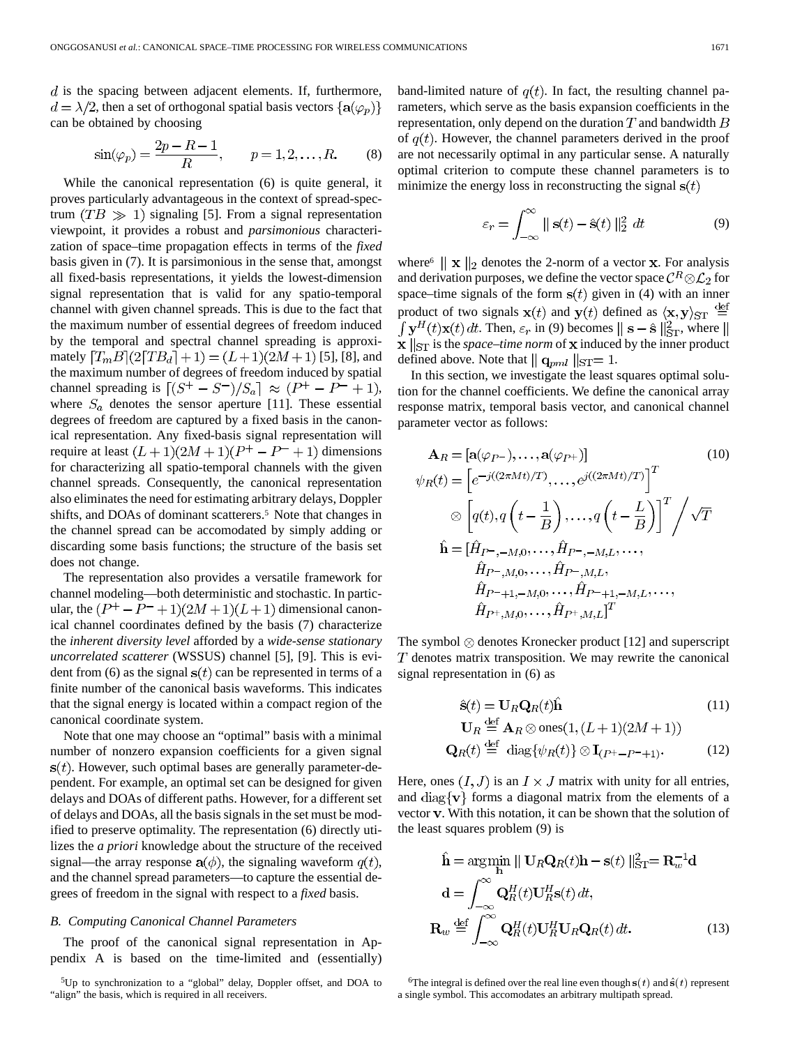$d$ is the spacing between adjacent elements. If, furthermore, $d = \lambda/2$, then a set of orthogonal spatial basis vectors $\{\mathbf{a}(\varphi_p)\}$ can be obtained by choosing

$$\sin(\varphi_p) = \frac{2p - R - 1}{R}, \qquad p = 1, 2, \ldots, R. \tag{8}$$

While the canonical representation (6) is quite general, it proves particularly advantageous in the context of spread-spectrum $(TB \gg 1)$ signaling [5]. From a signal representation viewpoint, it provides a robust and *parsimonious* characterization of space–time propagation effects in terms of the *fixed* basis given in (7). It is parsimonious in the sense that, amongst all fixed-basis representations, it yields the lowest-dimension signal representation that is valid for any spatio-temporal channel with given channel spreads. This is due to the fact that the maximum number of essential degrees of freedom induced by the temporal and spectral channel spreading is approximately $\lceil T_m B \rceil (2\lceil TB_d \rceil + 1) = (L+1)(2M+1)$ [5], [8], and the maximum number of degrees of freedom induced by spatial channel spreading is $\lceil (S^+ - S^-)/S_a \rceil \approx (P^+ - P^- + 1)$, where $S_a$ denotes the sensor aperture [11]. These essential degrees of freedom are captured by a fixed basis in the canonical representation. Any fixed-basis signal representation will require at least $(L+1)(2M+1)(P^+ - P^- + 1)$ dimensions for characterizing all spatio-temporal channels with the given channel spreads. Consequently, the canonical representation also eliminates the need for estimating arbitrary delays, Doppler shifts, and DOAs of dominant scatterers.[5] Note that changes in the channel spread can be accomodated by simply adding or discarding some basis functions; the structure of the basis set does not change.

The representation also provides a versatile framework for channel modeling—both deterministic and stochastic. In particular, the $(P^+ - P^- + 1)(2M+1)(L+1)$ dimensional canonical channel coordinates defined by the basis (7) characterize the *inherent diversity level* afforded by a *wide-sense stationary uncorrelated scatterer* (WSSUS) channel [5], [9]. This is evident from (6) as the signal $\mathbf{s}(t)$ can be represented in terms of a finite number of the canonical basis waveforms. This indicates that the signal energy is located within a compact region of the canonical coordinate system.

Note that one may choose an "optimal" basis with a minimal number of nonzero expansion coefficients for a given signal $\mathbf{s}(t)$. However, such optimal bases are generally parameter-dependent. For example, an optimal set can be designed for given delays and DOAs of different paths. However, for a different set of delays and DOAs, all the basis signals in the set must be modified to preserve optimality. The representation (6) directly utilizes the *a priori* knowledge about the structure of the received signal—the array response $\mathbf{a}(\phi)$, the signaling waveform $q(t)$, and the channel spread parameters—to capture the essential degrees of freedom in the signal with respect to a *fixed* basis.

### B. Computing Canonical Channel Parameters

The proof of the canonical signal representation in Appendix A is based on the time-limited and (essentially) band-limited nature of $q(t)$. In fact, the resulting channel parameters, which serve as the basis expansion coefficients in the representation, only depend on the duration $T$ and bandwidth $B$ of $q(t)$. However, the channel parameters derived in the proof are not necessarily optimal in any particular sense. A naturally optimal criterion to compute these channel parameters is to minimize the energy loss in reconstructing the signal $\mathbf{s}(t)$

$$\varepsilon_r = \int_{-\infty}^{\infty} \| \mathbf{s}(t) - \hat{\mathbf{s}}(t) \|_2^2 \; dt \tag{9}$$

where[6] $\| \mathbf{x} \|_2$ denotes the 2-norm of a vector $\mathbf{x}$. For analysis and derivation purposes, we define the vector space $\mathcal{C}^R \otimes \mathcal{L}_2$ for space–time signals of the form $\mathbf{s}(t)$ given in (4) with an inner product of two signals $\mathbf{x}(t)$ and $\mathbf{y}(t)$ defined as $\langle \mathbf{x}, \mathbf{y} \rangle_{\text{ST}} \stackrel{\text{def}}{=} \int \mathbf{y}^H(t)\mathbf{x}(t)\,dt$. Then, $\varepsilon_r$ in (9) becomes $\| \mathbf{s} - \hat{\mathbf{s}} \|_{\text{ST}}^2$, where $\| \mathbf{x} \|_{\text{ST}}$ is the *space–time norm* of $\mathbf{x}$ induced by the inner product defined above. Note that $\| \mathbf{q}_{pml} \|_{\text{ST}} = 1$.

In this section, we investigate the least squares optimal solution for the channel coefficients. We define the canonical array response matrix, temporal basis vector, and canonical channel parameter vector as follows:

$$\begin{aligned}
\mathbf{A}_R &= [\mathbf{a}(\varphi_{P^-}), \ldots, \mathbf{a}(\varphi_{P^+})] \qquad\qquad (10)\\
\psi_R(t) &= \left[ e^{-j((2\pi M t)/T)}, \ldots, e^{j((2\pi M t)/T)} \right]^T \\
&\quad \otimes \left[ q(t), q\left(t - \frac{1}{B}\right), \ldots, q\left(t - \frac{L}{B}\right) \right]^T \Big/ \sqrt{T} \\
\hat{\mathbf{h}} &= [\hat{H}_{P^-,-M,0}, \ldots, \hat{H}_{P^-,-M,L}, \ldots, \\
&\quad \hat{H}_{P^-,M,0}, \ldots, \hat{H}_{P^-,M,L}, \\
&\quad \hat{H}_{P^-+1,-M,0}, \ldots, \hat{H}_{P^-+1,-M,L}, \ldots, \\
&\quad \hat{H}_{P^+,M,0}, \ldots, \hat{H}_{P^+,M,L}]^T
\end{aligned}$$

The symbol $\otimes$ denotes Kronecker product [12] and superscript $T$ denotes matrix transposition. We may rewrite the canonical signal representation in (6) as

$$\hat{\mathbf{s}}(t) = \mathbf{U}_R \mathbf{Q}_R(t) \hat{\mathbf{h}} \tag{11}$$

$$\mathbf{U}_R \stackrel{\text{def}}{=} \mathbf{A}_R \otimes \text{ones}(1, (L+1)(2M+1))$$

$$\mathbf{Q}_R(t) \stackrel{\text{def}}{=} \text{diag}\{\psi_R(t)\} \otimes \mathbf{I}_{(P^+ - P^- + 1)}. \tag{12}$$

Here, ones $(I, J)$ is an $I \times J$ matrix with unity for all entries, and $\text{diag}\{\mathbf{v}\}$ forms a diagonal matrix from the elements of a vector $\mathbf{v}$. With this notation, it can be shown that the solution of the least squares problem (9) is

$$\begin{aligned}
\hat{\mathbf{h}} &= \arg\min_{\mathbf{h}} \| \mathbf{U}_R \mathbf{Q}_R(t)\mathbf{h} - \mathbf{s}(t) \|_{\text{ST}}^2 = \mathbf{R}_w^{-1}\mathbf{d} \\
\mathbf{d} &= \int_{-\infty}^{\infty} \mathbf{Q}_R^H(t) \mathbf{U}_R^H \mathbf{s}(t)\, dt, \\
\mathbf{R}_w &\stackrel{\text{def}}{=} \int_{-\infty}^{\infty} \mathbf{Q}_R^H(t) \mathbf{U}_R^H \mathbf{U}_R \mathbf{Q}_R(t)\, dt.
\end{aligned} \tag{13}$$

[5] Up to synchronization to a "global" delay, Doppler offset, and DOA to "align" the basis, which is required in all receivers.

[6] The integral is defined over the real line even though $\mathbf{s}(t)$ and $\hat{\mathbf{s}}(t)$ represent a single symbol. This accomodates an arbitrary multipath spread.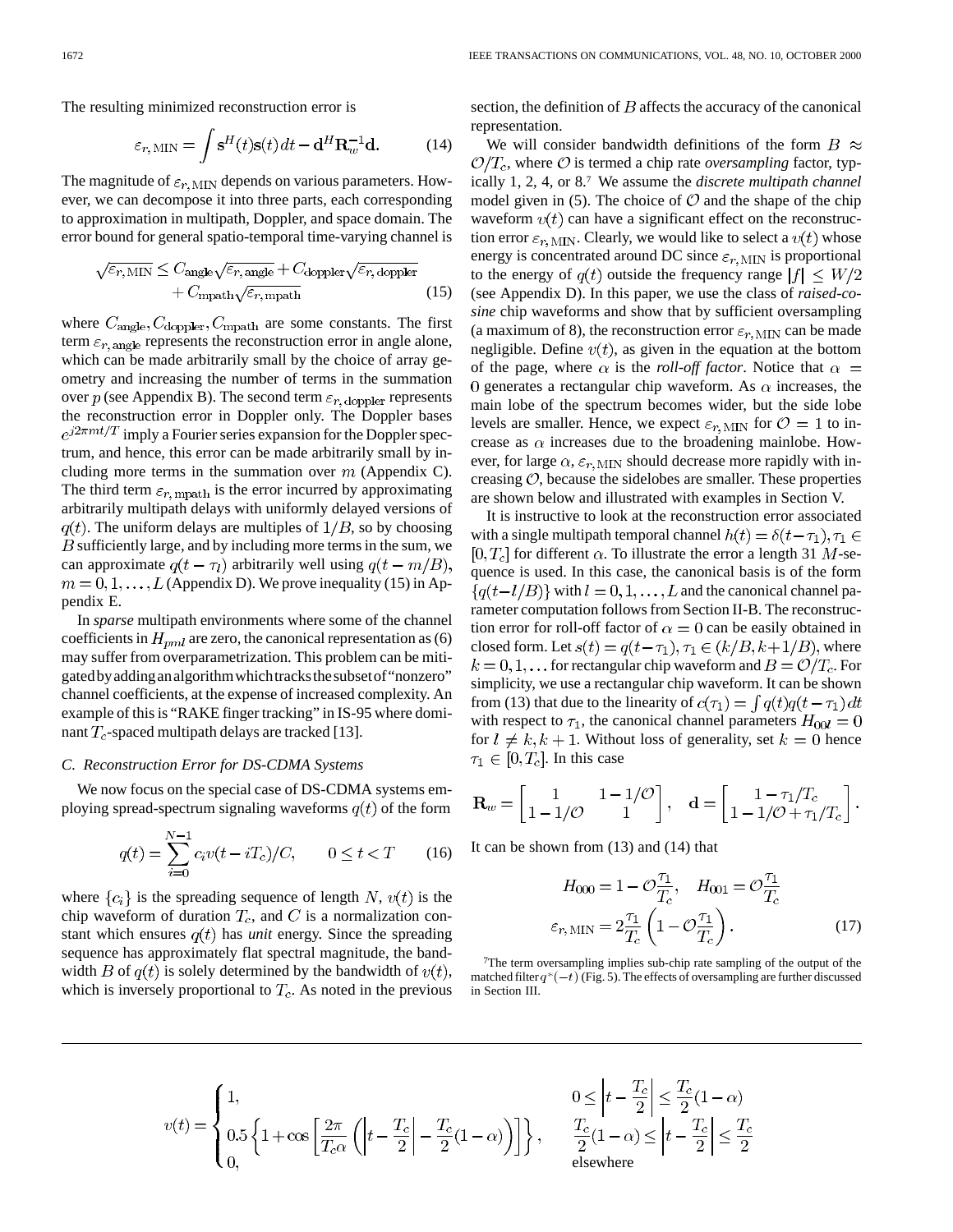The resulting minimized reconstruction error is

$$\varepsilon_{r,\mathrm{MIN}} = \int \mathbf{s}^H(t)\mathbf{s}(t)\,dt - \mathbf{d}^H\mathbf{R}_w^{-1}\mathbf{d}. \tag{14}$$

The magnitude of $\varepsilon_{r,\mathrm{MIN}}$ depends on various parameters. However, we can decompose it into three parts, each corresponding to approximation in multipath, Doppler, and space domain. The error bound for general spatio-temporal time-varying channel is

$$\sqrt{\varepsilon_{r,\mathrm{MIN}}} \le C_{\mathrm{angle}}\sqrt{\varepsilon_{r,\mathrm{angle}}} + C_{\mathrm{doppler}}\sqrt{\varepsilon_{r,\mathrm{doppler}}} + C_{\mathrm{mpath}}\sqrt{\varepsilon_{r,\mathrm{mpath}}} \tag{15}$$

where $C_{\mathrm{angle}}, C_{\mathrm{doppler}}, C_{\mathrm{mpath}}$ are some constants. The first term $\varepsilon_{r,\mathrm{angle}}$ represents the reconstruction error in angle alone, which can be made arbitrarily small by the choice of array geometry and increasing the number of terms in the summation over $p$ (see Appendix B). The second term $\varepsilon_{r,\mathrm{doppler}}$ represents the reconstruction error in Doppler only. The Doppler bases $e^{j2\pi mt/T}$ imply a Fourier series expansion for the Doppler spectrum, and hence, this error can be made arbitrarily small by including more terms in the summation over $m$ (Appendix C). The third term $\varepsilon_{r,\mathrm{mpath}}$ is the error incurred by approximating arbitrarily multipath delays with uniformly delayed versions of $q(t)$. The uniform delays are multiples of $1/B$, so by choosing $B$ sufficiently large, and by including more terms in the sum, we can approximate $q(t-\tau_l)$ arbitrarily well using $q(t-m/B)$, $m = 0, 1, \ldots, L$ (Appendix D). We prove inequality (15) in Appendix E.

In *sparse* multipath environments where some of the channel coefficients in $H_{pml}$ are zero, the canonical representation as (6) may suffer from overparametrization. This problem can be mitigated by adding an algorithm which tracks the subset of "nonzero" channel coefficients, at the expense of increased complexity. An example of this is "RAKE finger tracking" in IS-95 where dominant $T_c$-spaced multipath delays are tracked [13].

### C. Reconstruction Error for DS-CDMA Systems

We now focus on the special case of DS-CDMA systems employing spread-spectrum signaling waveforms $q(t)$ of the form

$$q(t) = \sum_{i=0}^{N-1} c_i v(t - iT_c)/C, \qquad 0 \le t < T \tag{16}$$

where $\{c_i\}$ is the spreading sequence of length $N$, $v(t)$ is the chip waveform of duration $T_c$, and $C$ is a normalization constant which ensures $q(t)$ has *unit* energy. Since the spreading sequence has approximately flat spectral magnitude, the bandwidth $B$ of $q(t)$ is solely determined by the bandwidth of $v(t)$, which is inversely proportional to $T_c$. As noted in the previous section, the definition of $B$ affects the accuracy of the canonical representation.

We will consider bandwidth definitions of the form $B \approx \mathcal{O}/T_c$, where $\mathcal{O}$ is termed a chip rate *oversampling* factor, typically 1, 2, 4, or 8.[7] We assume the *discrete multipath channel* model given in (5). The choice of $\mathcal{O}$ and the shape of the chip waveform $v(t)$ can have a significant effect on the reconstruction error $\varepsilon_{r,\mathrm{MIN}}$. Clearly, we would like to select a $v(t)$ whose energy is concentrated around DC since $\varepsilon_{r,\mathrm{MIN}}$ is proportional to the energy of $q(t)$ outside the frequency range $|f| \le W/2$ (see Appendix D). In this paper, we use the class of *raised-cosine* chip waveforms and show that by sufficient oversampling (a maximum of 8), the reconstruction error $\varepsilon_{r,\mathrm{MIN}}$ can be made negligible. Define $v(t)$, as given in the equation at the bottom of the page, where $\alpha$ is the *roll-off factor*. Notice that $\alpha = 0$ generates a rectangular chip waveform. As $\alpha$ increases, the main lobe of the spectrum becomes wider, but the side lobe levels are smaller. Hence, we expect $\varepsilon_{r,\mathrm{MIN}}$ for $\mathcal{O} = 1$ to increase as $\alpha$ increases due to the broadening mainlobe. However, for large $\alpha$, $\varepsilon_{r,\mathrm{MIN}}$ should decrease more rapidly with increasing $\mathcal{O}$, because the sidelobes are smaller. These properties are shown below and illustrated with examples in Section V.

It is instructive to look at the reconstruction error associated with a single multipath temporal channel $h(t) = \delta(t-\tau_1), \tau_1 \in [0, T_c]$ for different $\alpha$. To illustrate the error a length 31 $M$-sequence is used. In this case, the canonical basis is of the form $\{q(t-l/B)\}$ with $l = 0, 1, \ldots, L$ and the canonical channel parameter computation follows from Section II-B. The reconstruction error for roll-off factor of $\alpha = 0$ can be easily obtained in closed form. Let $s(t) = q(t-\tau_1), \tau_1 \in (k/B, k+1/B)$, where $k = 0, 1, \ldots$ for rectangular chip waveform and $B = \mathcal{O}/T_c$. For simplicity, we use a rectangular chip waveform. It can be shown from (13) that due to the linearity of $c(\tau_1) = \int q(t)q(t-\tau_1)\,dt$ with respect to $\tau_1$, the canonical channel parameters $H_{00l} = 0$ for $l \ne k, k+1$. Without loss of generality, set $k = 0$ hence $\tau_1 \in [0, T_c]$. In this case

$$\mathbf{R}_w = \begin{bmatrix} 1 & 1 - 1/\mathcal{O} \\ 1 - 1/\mathcal{O} & 1 \end{bmatrix}, \quad \mathbf{d} = \begin{bmatrix} 1 - \tau_1/T_c \\ 1 - 1/\mathcal{O} + \tau_1/T_c \end{bmatrix}.$$

It can be shown from (13) and (14) that

$$H_{000} = 1 - \mathcal{O}\frac{\tau_1}{T_c}, \quad H_{001} = \mathcal{O}\frac{\tau_1}{T_c}$$
$$\varepsilon_{r,\mathrm{MIN}} = 2\frac{\tau_1}{T_c}\left(1 - \mathcal{O}\frac{\tau_1}{T_c}\right). \tag{17}$$

[7] The term oversampling implies sub-chip rate sampling of the output of the matched filter $q^*(-t)$ (Fig. 5). The effects of oversampling are further discussed in Section III.

$$v(t) = \begin{cases} 1, & 0 \le \left|t - \dfrac{T_c}{2}\right| \le \dfrac{T_c}{2}(1-\alpha) \\ 0.5\left\{1 + \cos\left[\dfrac{2\pi}{T_c\alpha}\left(\left|t - \dfrac{T_c}{2}\right| - \dfrac{T_c}{2}(1-\alpha)\right)\right]\right\}, & \dfrac{T_c}{2}(1-\alpha) \le \left|t - \dfrac{T_c}{2}\right| \le \dfrac{T_c}{2} \\ 0, & \text{elsewhere} \end{cases}$$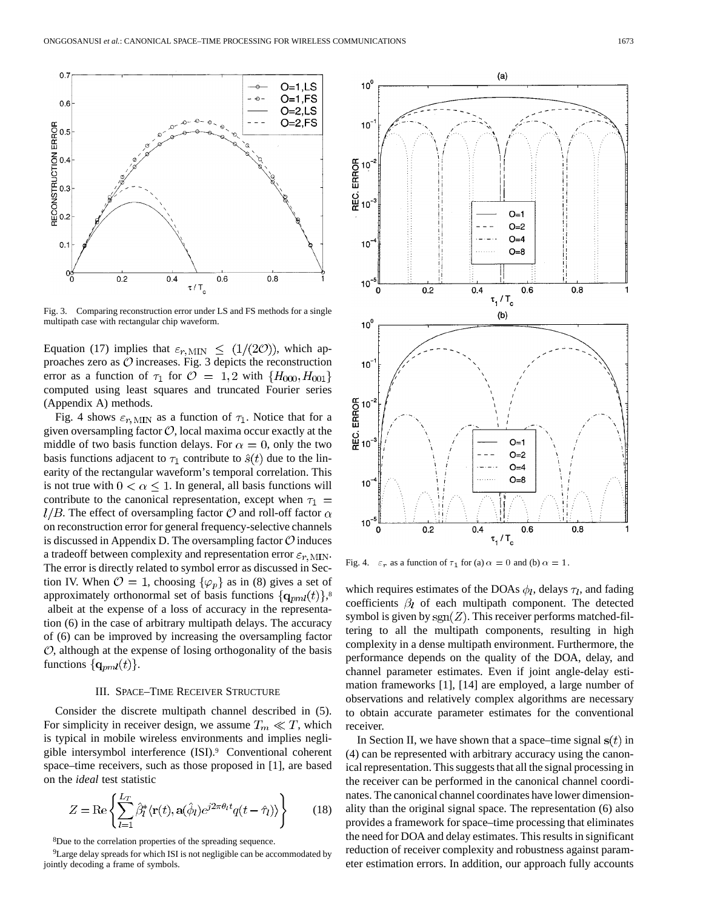Fig. 3. Comparing reconstruction error under LS and FS methods for a single multipath case with rectangular chip waveform.

Equation (17) implies that $\varepsilon_{r,\mathrm{MIN}} \leq (1/(2\mathcal{O}))$, which approaches zero as $\mathcal{O}$ increases. Fig. 3 depicts the reconstruction error as a function of $\tau_1$ for $\mathcal{O} = 1, 2$ with $\{H_{000}, H_{001}\}$ computed using least squares and truncated Fourier series (Appendix A) methods.

Fig. 4 shows $\varepsilon_{r,\mathrm{MIN}}$ as a function of $\tau_1$. Notice that for a given oversampling factor $\mathcal{O}$, local maxima occur exactly at the middle of two basis function delays. For $\alpha = 0$, only the two basis functions adjacent to $\tau_1$ contribute to $\hat{s}(t)$ due to the linearity of the rectangular waveform's temporal correlation. This is not true with $0 < \alpha \leq 1$. In general, all basis functions will contribute to the canonical representation, except when $\tau_1 = l/B$. The effect of oversampling factor $\mathcal{O}$ and roll-off factor $\alpha$ on reconstruction error for general frequency-selective channels is discussed in Appendix D. The oversampling factor $\mathcal{O}$ induces a tradeoff between complexity and representation error $\varepsilon_{r,\mathrm{MIN}}$. The error is directly related to symbol error as discussed in Section IV. When $\mathcal{O} = 1$, choosing $\{\varphi_p\}$ as in (8) gives a set of approximately orthonormal set of basis functions $\{\mathbf{q}_{pml}(t)\}$,[8] albeit at the expense of a loss of accuracy in the representation (6) in the case of arbitrary multipath delays. The accuracy of (6) can be improved by increasing the oversampling factor $\mathcal{O}$, although at the expense of losing orthogonality of the basis functions $\{\mathbf{q}_{pml}(t)\}$.

## III. Space–Time Receiver Structure

Consider the discrete multipath channel described in (5). For simplicity in receiver design, we assume $T_m \ll T$, which is typical in mobile wireless environments and implies negligible intersymbol interference (ISI).[9] Conventional coherent space–time receivers, such as those proposed in [1], are based on the *ideal* test statistic

$$Z = \mathrm{Re}\left\{\sum_{l=1}^{L_T} \hat{\beta}_l^* \langle \mathbf{r}(t), \mathbf{a}(\hat{\phi}_l) e^{j2\pi\theta_l t} q(t - \hat{\tau}_l)\rangle\right\} \tag{18}$$

[8] Due to the correlation properties of the spreading sequence.

[9] Large delay spreads for which ISI is not negligible can be accommodated by jointly decoding a frame of symbols.

Fig. 4. $\varepsilon_r$ as a function of $\tau_1$ for (a) $\alpha = 0$ and (b) $\alpha = 1$.

which requires estimates of the DOAs $\phi_l$, delays $\tau_l$, and fading coefficients $\beta_l$ of each multipath component. The detected symbol is given by $\mathrm{sgn}(Z)$. This receiver performs matched-filtering to all the multipath components, resulting in high complexity in a dense multipath environment. Furthermore, the performance depends on the quality of the DOA, delay, and channel parameter estimates. Even if joint angle-delay estimation frameworks [1], [14] are employed, a large number of observations and relatively complex algorithms are necessary to obtain accurate parameter estimates for the conventional receiver.

In Section II, we have shown that a space–time signal $\mathbf{s}(t)$ in (4) can be represented with arbitrary accuracy using the canonical representation. This suggests that all the signal processing in the receiver can be performed in the canonical channel coordinates. The canonical channel coordinates have lower dimensionality than the original signal space. The representation (6) also provides a framework for space–time processing that eliminates the need for DOA and delay estimates. This results in significant reduction of receiver complexity and robustness against parameter estimation errors. In addition, our approach fully accounts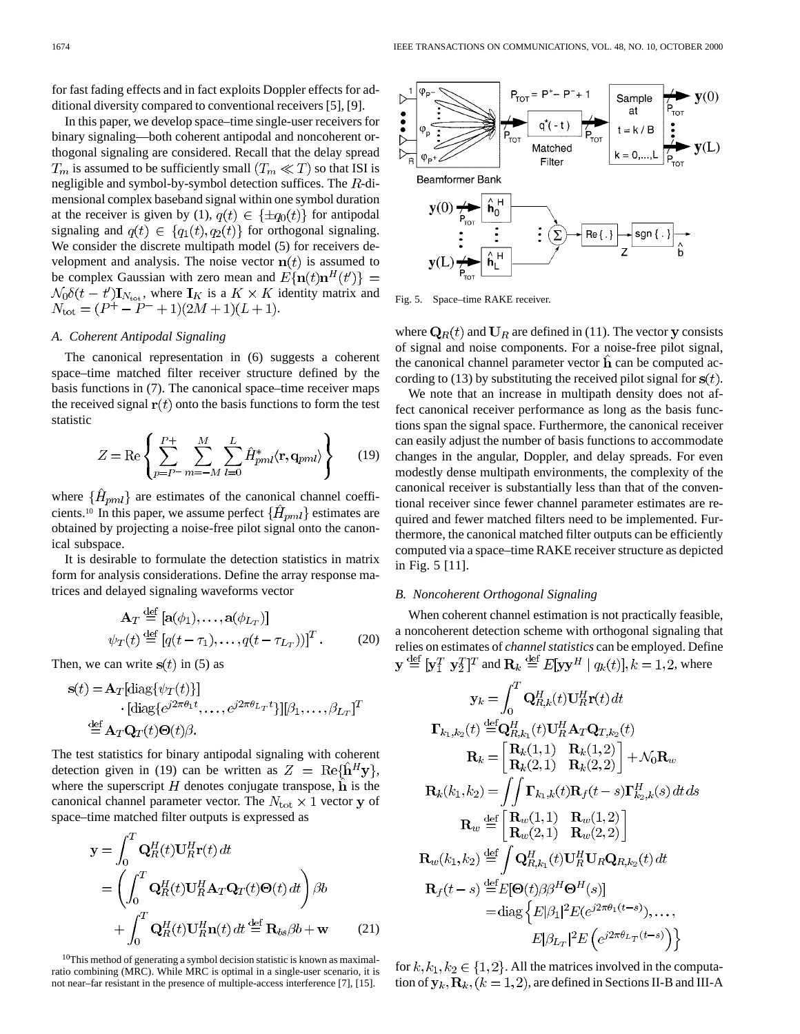for fast fading effects and in fact exploits Doppler effects for additional diversity compared to conventional receivers [5], [9].

In this paper, we develop space–time single-user receivers for binary signaling—both coherent antipodal and noncoherent orthogonal signaling are considered. Recall that the delay spread $T_m$ is assumed to be sufficiently small ($T_m \ll T$) so that ISI is negligible and symbol-by-symbol detection suffices. The $R$-dimensional complex baseband signal within one symbol duration at the receiver is given by (1), $q(t) \in \{\pm q_0(t)\}$ for antipodal signaling and $q(t) \in \{q_1(t), q_2(t)\}$ for orthogonal signaling. We consider the discrete multipath model (5) for receivers development and analysis. The noise vector $\mathbf{n}(t)$ is assumed to be complex Gaussian with zero mean and $E\{\mathbf{n}(t)\mathbf{n}^H(t')\} = \mathcal{N}_0\delta(t-t')\mathbf{I}_{N_{\text{tot}}}$, where $\mathbf{I}_K$ is a $K \times K$ identity matrix and $N_{\text{tot}} = (P^+ - P^- + 1)(2M+1)(L+1)$.

### A. Coherent Antipodal Signaling

The canonical representation in (6) suggests a coherent space–time matched filter receiver structure defined by the basis functions in (7). The canonical space–time receiver maps the received signal $\mathbf{r}(t)$ onto the basis functions to form the test statistic

$$Z = \text{Re}\left\{ \sum_{p=P^-}^{P+} \sum_{m=-M}^{M} \sum_{l=0}^{L} \hat{H}^*_{pml} \langle \mathbf{r}, \mathbf{q}_{pml} \rangle \right\} \tag{19}$$

where $\{\hat{H}_{pml}\}$ are estimates of the canonical channel coefficients.[10] In this paper, we assume perfect $\{\hat{H}_{pml}\}$ estimates are obtained by projecting a noise-free pilot signal onto the canonical subspace.

It is desirable to formulate the detection statistics in matrix form for analysis considerations. Define the array response matrices and delayed signaling waveforms vector

$$\begin{aligned} \mathbf{A}_T &\stackrel{\text{def}}{=} [\mathbf{a}(\phi_1), \ldots, \mathbf{a}(\phi_{L_T})] \\ \psi_T(t) &\stackrel{\text{def}}{=} [q(t-\tau_1), \ldots, q(t-\tau_{L_T}))]^T. \end{aligned} \tag{20}$$

Then, we can write $\mathbf{s}(t)$ in (5) as

$$\begin{aligned} \mathbf{s}(t) &= \mathbf{A}_T[\text{diag}\{\psi_T(t)\}] \\ &\quad \cdot [\text{diag}\{e^{j2\pi\theta_1 t}, \ldots, e^{j2\pi\theta_{L_T} t}\}][\beta_1, \ldots, \beta_{L_T}]^T \\ &\stackrel{\text{def}}{=} \mathbf{A}_T \mathbf{Q}_T(t) \Theta(t) \beta. \end{aligned}$$

The test statistics for binary antipodal signaling with coherent detection given in (19) can be written as $Z = \text{Re}\{\hat{\mathbf{h}}^H \mathbf{y}\}$, where the superscript $H$ denotes conjugate transpose, $\hat{\mathbf{h}}$ is the canonical channel parameter vector. The $N_{\text{tot}} \times 1$ vector $\mathbf{y}$ of space–time matched filter outputs is expressed as

$$\begin{aligned} \mathbf{y} &= \int_0^T \mathbf{Q}_R^H(t)\mathbf{U}_R^H \mathbf{r}(t)\,dt \\ &= \left( \int_0^T \mathbf{Q}_R^H(t)\mathbf{U}_R^H \mathbf{A}_T \mathbf{Q}_T(t)\Theta(t)\,dt \right) \beta b \\ &\quad + \int_0^T \mathbf{Q}_R^H(t)\mathbf{U}_R^H \mathbf{n}(t)\,dt \stackrel{\text{def}}{=} \mathbf{R}_{bs}\beta b + \mathbf{w} \end{aligned} \tag{21}$$

where $\mathbf{Q}_R(t)$ and $\mathbf{U}_R$ are defined in (11). The vector $\mathbf{y}$ consists of signal and noise components. For a noise-free pilot signal, the canonical channel parameter vector $\hat{\mathbf{h}}$ can be computed according to (13) by substituting the received pilot signal for $\mathbf{s}(t)$.

We note that an increase in multipath density does not affect canonical receiver performance as long as the basis functions span the signal space. Furthermore, the canonical receiver can easily adjust the number of basis functions to accommodate changes in the angular, Doppler, and delay spreads. For even modestly dense multipath environments, the complexity of the canonical receiver is substantially less than that of the conventional receiver since fewer channel parameter estimates are required and fewer matched filters need to be implemented. Furthermore, the canonical matched filter outputs can be efficiently computed via a space–time RAKE receiver structure as depicted in Fig. 5 [11].

Fig. 5. Space–time RAKE receiver.

### B. Noncoherent Orthogonal Signaling

When coherent channel estimation is not practically feasible, a noncoherent detection scheme with orthogonal signaling that relies on estimates of *channel statistics* can be employed. Define $\mathbf{y} \stackrel{\text{def}}{=} [\mathbf{y}_1^T \ \mathbf{y}_2^T]^T$ and $\mathbf{R}_k \stackrel{\text{def}}{=} E[\mathbf{y}\mathbf{y}^H \mid q_k(t)], k = 1, 2,$ where

$$\begin{aligned} \mathbf{y}_k &= \int_0^T \mathbf{Q}_{R,k}^H(t)\mathbf{U}_R^H \mathbf{r}(t)\,dt \\ \mathbf{\Gamma}_{k_1,k_2}(t) &\stackrel{\text{def}}{=} \mathbf{Q}_{R,k_1}^H(t)\mathbf{U}_R^H \mathbf{A}_T \mathbf{Q}_{T,k_2}(t) \\ \mathbf{R}_k &= \begin{bmatrix} \mathbf{R}_k(1,1) & \mathbf{R}_k(1,2) \\ \mathbf{R}_k(2,1) & \mathbf{R}_k(2,2) \end{bmatrix} + \mathcal{N}_0 \mathbf{R}_w \\ \mathbf{R}_k(k_1,k_2) &= \iint \mathbf{\Gamma}_{k_1,k}(t)\mathbf{R}_f(t-s)\mathbf{\Gamma}_{k_2,k}^H(s)\,dt\,ds \\ \mathbf{R}_w &\stackrel{\text{def}}{=} \begin{bmatrix} \mathbf{R}_w(1,1) & \mathbf{R}_w(1,2) \\ \mathbf{R}_w(2,1) & \mathbf{R}_w(2,2) \end{bmatrix} \\ \mathbf{R}_w(k_1,k_2) &\stackrel{\text{def}}{=} \int \mathbf{Q}_{R,k_1}^H(t)\mathbf{U}_R^H \mathbf{U}_R \mathbf{Q}_{R,k_2}(t)\,dt \\ \mathbf{R}_f(t-s) &\stackrel{\text{def}}{=} E[\Theta(t)\beta\beta^H\Theta^H(s)] \\ &= \text{diag}\left\{ E|\beta_1|^2 E(e^{j2\pi\theta_1(t-s)}), \ldots, \right. \\ &\qquad \left. E|\beta_{L_T}|^2 E\left(e^{j2\pi\theta_{L_T}(t-s)}\right) \right\} \end{aligned}$$

for $k, k_1, k_2 \in \{1, 2\}$. All the matrices involved in the computation of $\mathbf{y}_k, \mathbf{R}_k, (k = 1, 2)$, are defined in Sections II-B and III-A

[10] This method of generating a symbol decision statistic is known as maximal-ratio combining (MRC). While MRC is optimal in a single-user scenario, it is not near–far resistant in the presence of multiple-access interference [7], [15].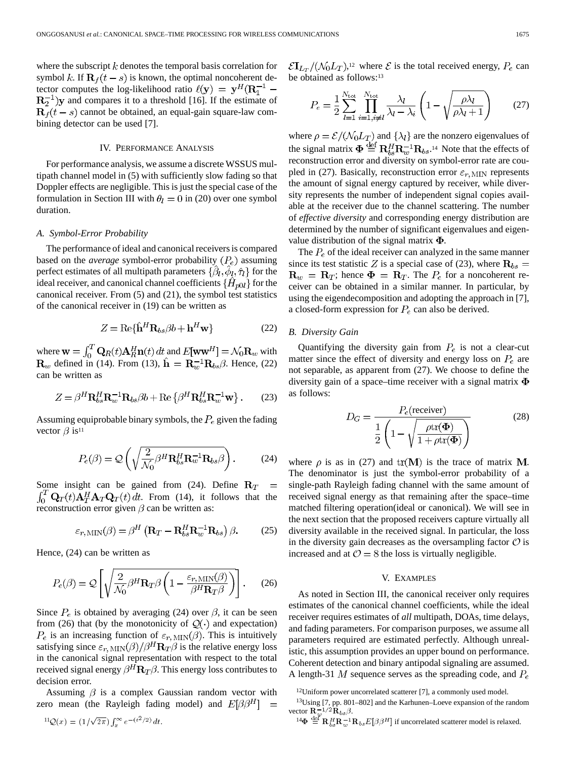where the subscript $k$ denotes the temporal basis correlation for symbol $k$. If $\mathbf{R}_f(t-s)$ is known, the optimal noncoherent detector computes the log-likelihood ratio $\ell(\mathbf{y}) = \mathbf{y}^H(\mathbf{R}_1^{-1} - \mathbf{R}_2^{-1})\mathbf{y}$ and compares it to a threshold [16]. If the estimate of $\mathbf{R}_f(t-s)$ cannot be obtained, an equal-gain square-law combining detector can be used [7].

## IV. Performance Analysis

For performance analysis, we assume a discrete WSSUS multipath channel model in (5) with sufficiently slow fading so that Doppler effects are negligible. This is just the special case of the formulation in Section III with $\theta_l = 0$ in (20) over one symbol duration.

### A. Symbol-Error Probability

The performance of ideal and canonical receivers is compared based on the *average* symbol-error probability ($P_e$) assuming perfect estimates of all multipath parameters $\{\hat{\beta}_l, \hat{\phi}_l, \hat{\tau}_l\}$ for the ideal receiver, and canonical channel coefficients $\{\hat{H}_{p0l}\}$ for the canonical receiver. From (5) and (21), the symbol test statistics of the canonical receiver in (19) can be written as

$$Z = \mathrm{Re}\{\hat{\mathbf{h}}^H \mathbf{R}_{bs}\beta b + \mathbf{h}^H \mathbf{w}\} \tag{22}$$

where $\mathbf{w} = \int_0^T \mathbf{Q}_R(t)\mathbf{A}_R^H \mathbf{n}(t)\,dt$ and $E[\mathbf{w}\mathbf{w}^H] = \mathcal{N}_0 \mathbf{R}_w$ with $\mathbf{R}_w$ defined in (14). From (13), $\hat{\mathbf{h}} = \mathbf{R}_w^{-1}\mathbf{R}_{bs}\beta$. Hence, (22) can be written as

$$Z = \beta^H \mathbf{R}_{bs}^H \mathbf{R}_w^{-1} \mathbf{R}_{bs}\beta b + \mathrm{Re}\left\{\beta^H \mathbf{R}_{bs}^H \mathbf{R}_w^{-1}\mathbf{w}\right\}. \tag{23}$$

Assuming equiprobable binary symbols, the $P_e$ given the fading vector $\beta$ is[11]

$$P_e(\beta) = \mathcal{Q}\left(\sqrt{\frac{2}{\mathcal{N}_0}\beta^H \mathbf{R}_{bs}^H \mathbf{R}_w^{-1}\mathbf{R}_{bs}\beta}\right). \tag{24}$$

Some insight can be gained from (24). Define $\mathbf{R}_T = \int_0^T \mathbf{Q}_T(t)\mathbf{A}_T^H \mathbf{A}_T \mathbf{Q}_T(t)\,dt$. From (14), it follows that the reconstruction error given $\beta$ can be written as:

$$\varepsilon_{r,\mathrm{MIN}}(\beta) = \beta^H\left(\mathbf{R}_T - \mathbf{R}_{bs}^H \mathbf{R}_w^{-1}\mathbf{R}_{bs}\right)\beta. \tag{25}$$

Hence, (24) can be written as

$$P_e(\beta) = \mathcal{Q}\left[\sqrt{\frac{2}{\mathcal{N}_0}\beta^H \mathbf{R}_T \beta\left(1 - \frac{\varepsilon_{r,\mathrm{MIN}}(\beta)}{\beta^H \mathbf{R}_T \beta}\right)}\right]. \tag{26}$$

Since $P_e$ is obtained by averaging (24) over $\beta$, it can be seen from (26) that (by the monotonicity of $\mathcal{Q}(\cdot)$ and expectation) $P_e$ is an increasing function of $\varepsilon_{r,\mathrm{MIN}}(\beta)$. This is intuitively satisfying since $\varepsilon_{r,\mathrm{MIN}}(\beta)/\beta^H \mathbf{R}_T \beta$ is the relative energy loss in the canonical signal representation with respect to the total received signal energy $\beta^H \mathbf{R}_T \beta$. This energy loss contributes to decision error.

Assuming $\beta$ is a complex Gaussian random vector with zero mean (the Rayleigh fading model) and $E[\beta\beta^H] = \mathcal{E}\mathbf{I}_{L_T}/(\mathcal{N}_0 L_T)$,[12] where $\mathcal{E}$ is the total received energy, $P_e$ can be obtained as follows:[13]

$$P_e = \frac{1}{2}\sum_{l=1}^{N_{\mathrm{tot}}} \prod_{i=1, i\neq l}^{N_{\mathrm{tot}}} \frac{\lambda_l}{\lambda_l - \lambda_i}\left(1 - \sqrt{\frac{\rho\lambda_l}{\rho\lambda_l + 1}}\right) \tag{27}$$

where $\rho = \mathcal{E}/(\mathcal{N}_0 L_T)$ and $\{\lambda_l\}$ are the nonzero eigenvalues of the signal matrix $\mathbf{\Phi} \stackrel{\mathrm{def}}{=} \mathbf{R}_{bs}^H \mathbf{R}_w^{-1}\mathbf{R}_{bs}$.[14] Note that the effects of reconstruction error and diversity on symbol-error rate are coupled in (27). Basically, reconstruction error $\varepsilon_{r,\mathrm{MIN}}$ represents the amount of signal energy captured by receiver, while diversity represents the number of independent signal copies available at the receiver due to the channel scattering. The number of *effective diversity* and corresponding energy distribution are determined by the number of significant eigenvalues and eigenvalue distribution of the signal matrix $\mathbf{\Phi}$.

The $P_e$ of the ideal receiver can analyzed in the same manner since its test statistic $Z$ is a special case of (23), where $\mathbf{R}_{bs} = \mathbf{R}_w = \mathbf{R}_T$; hence $\mathbf{\Phi} = \mathbf{R}_T$. The $P_e$ for a noncoherent receiver can be obtained in a similar manner. In particular, by using the eigendecomposition and adopting the approach in [7], a closed-form expression for $P_e$ can also be derived.

### B. Diversity Gain

Quantifying the diversity gain from $P_e$ is not a clear-cut matter since the effect of diversity and energy loss on $P_e$ are not separable, as apparent from (27). We choose to define the diversity gain of a space–time receiver with a signal matrix $\mathbf{\Phi}$ as follows:

$$D_G = \frac{P_e(\text{receiver})}{\dfrac{1}{2}\left(1 - \sqrt{\dfrac{\rho\,\mathrm{tr}(\mathbf{\Phi})}{1 + \rho\,\mathrm{tr}(\mathbf{\Phi})}}\right)} \tag{28}$$

where $\rho$ is as in (27) and $\mathrm{tr}(\mathbf{M})$ is the trace of matrix $\mathbf{M}$. The denominator is just the symbol-error probability of a single-path Rayleigh fading channel with the same amount of received signal energy as that remaining after the space–time matched filtering operation(ideal or canonical). We will see in the next section that the proposed receivers capture virtually all diversity available in the received signal. In particular, the loss in the diversity gain decreases as the oversampling factor $\mathcal{O}$ is increased and at $\mathcal{O} = 8$ the loss is virtually negligible.

## V. Examples

As noted in Section III, the canonical receiver only requires estimates of the canonical channel coefficients, while the ideal receiver requires estimates of *all* multipath, DOAs, time delays, and fading parameters. For comparison purposes, we assume all parameters required are estimated perfectly. Although unrealistic, this assumption provides an upper bound on performance. Coherent detection and binary antipodal signaling are assumed. A length-31 $M$ sequence serves as the spreading code, and $P_e$

---

[11] $\mathcal{Q}(x) = (1/\sqrt{2\pi})\int_x^\infty e^{-(t^2/2)}\,dt$.

[12] Uniform power uncorrelated scatterer [7], a commonly used model.

[13] Using [7, pp. 801–802] and the Karhunen–Loeve expansion of the random vector $\mathbf{R}_w^{-1/2}\mathbf{R}_{bs}\beta$.

[14] $\mathbf{\Phi} \stackrel{\mathrm{def}}{=} \mathbf{R}_{bs}^H \mathbf{R}_w^{-1}\mathbf{R}_{bs} E[\beta\beta^H]$ if uncorrelated scatterer model is relaxed.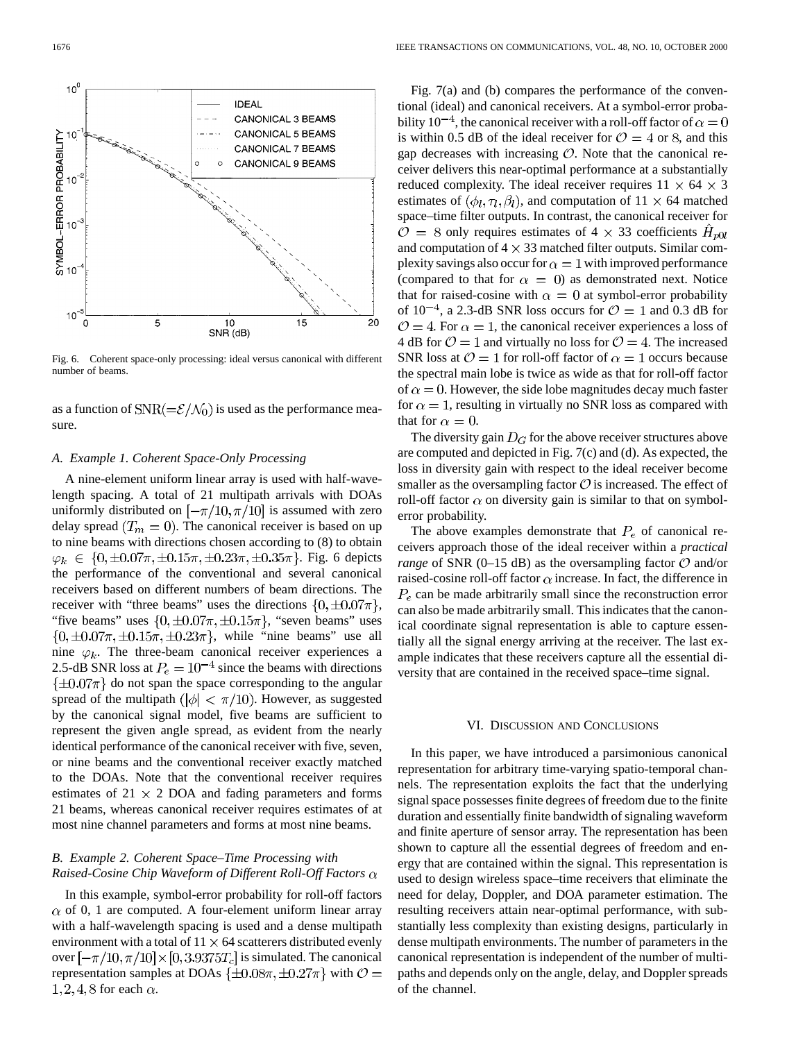Fig. 6. Coherent space-only processing: ideal versus canonical with different number of beams.

as a function of $\mathrm{SNR}(=\mathcal{E}/\mathcal{N}_0)$ is used as the performance measure.

### A. Example 1. Coherent Space-Only Processing

A nine-element uniform linear array is used with half-wavelength spacing. A total of 21 multipath arrivals with DOAs uniformly distributed on $[-\pi/10, \pi/10]$ is assumed with zero delay spread ($T_m = 0$). The canonical receiver is based on up to nine beams with directions chosen according to (8) to obtain $\varphi_k \in \{0, \pm 0.07\pi, \pm 0.15\pi, \pm 0.23\pi, \pm 0.35\pi\}$. Fig. 6 depicts the performance of the conventional and several canonical receivers based on different numbers of beam directions. The receiver with "three beams" uses the directions $\{0, \pm 0.07\pi\}$, "five beams" uses $\{0, \pm 0.07\pi, \pm 0.15\pi\}$, "seven beams" uses $\{0, \pm 0.07\pi, \pm 0.15\pi, \pm 0.23\pi\}$, while "nine beams" use all nine $\varphi_k$. The three-beam canonical receiver experiences a 2.5-dB SNR loss at $P_e = 10^{-4}$ since the beams with directions $\{\pm 0.07\pi\}$ do not span the space corresponding to the angular spread of the multipath ($|\phi| < \pi/10$). However, as suggested by the canonical signal model, five beams are sufficient to represent the given angle spread, as evident from the nearly identical performance of the canonical receiver with five, seven, or nine beams and the conventional receiver exactly matched to the DOAs. Note that the conventional receiver requires estimates of $21 \times 2$ DOA and fading parameters and forms 21 beams, whereas canonical receiver requires estimates of at most nine channel parameters and forms at most nine beams.

### B. Example 2. Coherent Space–Time Processing with Raised-Cosine Chip Waveform of Different Roll-Off Factors $\alpha$

In this example, symbol-error probability for roll-off factors $\alpha$ of 0, 1 are computed. A four-element uniform linear array with a half-wavelength spacing is used and a dense multipath environment with a total of $11 \times 64$ scatterers distributed evenly over $[-\pi/10, \pi/10] \times [0, 3.9375T_c]$ is simulated. The canonical representation samples at DOAs $\{\pm 0.08\pi, \pm 0.27\pi\}$ with $\mathcal{O} = 1, 2, 4, 8$ for each $\alpha$.

Fig. 7(a) and (b) compares the performance of the conventional (ideal) and canonical receivers. At a symbol-error probability $10^{-4}$, the canonical receiver with a roll-off factor of $\alpha = 0$ is within 0.5 dB of the ideal receiver for $\mathcal{O} = 4$ or 8, and this gap decreases with increasing $\mathcal{O}$. Note that the canonical receiver delivers this near-optimal performance at a substantially reduced complexity. The ideal receiver requires $11 \times 64 \times 3$ estimates of $(\phi_l, \tau_l, \beta_l)$, and computation of $11 \times 64$ matched space–time filter outputs. In contrast, the canonical receiver for $\mathcal{O} = 8$ only requires estimates of $4 \times 33$ coefficients $\hat{H}_{p0l}$ and computation of $4 \times 33$ matched filter outputs. Similar complexity savings also occur for $\alpha = 1$ with improved performance (compared to that for $\alpha = 0$) as demonstrated next. Notice that for raised-cosine with $\alpha = 0$ at symbol-error probability of $10^{-4}$, a 2.3-dB SNR loss occurs for $\mathcal{O} = 1$ and 0.3 dB for $\mathcal{O} = 4$. For $\alpha = 1$, the canonical receiver experiences a loss of 4 dB for $\mathcal{O} = 1$ and virtually no loss for $\mathcal{O} = 4$. The increased SNR loss at $\mathcal{O} = 1$ for roll-off factor of $\alpha = 1$ occurs because the spectral main lobe is twice as wide as that for roll-off factor of $\alpha = 0$. However, the side lobe magnitudes decay much faster for $\alpha = 1$, resulting in virtually no SNR loss as compared with that for $\alpha = 0$.

The diversity gain $D_G$ for the above receiver structures above are computed and depicted in Fig. 7(c) and (d). As expected, the loss in diversity gain with respect to the ideal receiver become smaller as the oversampling factor $\mathcal{O}$ is increased. The effect of roll-off factor $\alpha$ on diversity gain is similar to that on symbol-error probability.

The above examples demonstrate that $P_e$ of canonical receivers approach those of the ideal receiver within a *practical range* of SNR (0–15 dB) as the oversampling factor $\mathcal{O}$ and/or raised-cosine roll-off factor $\alpha$ increase. In fact, the difference in $P_e$ can be made arbitrarily small since the reconstruction error can also be made arbitrarily small. This indicates that the canonical coordinate signal representation is able to capture essentially all the signal energy arriving at the receiver. The last example indicates that these receivers capture all the essential diversity that are contained in the received space–time signal.

## VI. Discussion and Conclusions

In this paper, we have introduced a parsimonious canonical representation for arbitrary time-varying spatio-temporal channels. The representation exploits the fact that the underlying signal space possesses finite degrees of freedom due to the finite duration and essentially finite bandwidth of signaling waveform and finite aperture of sensor array. The representation has been shown to capture all the essential degrees of freedom and energy that are contained within the signal. This representation is used to design wireless space–time receivers that eliminate the need for delay, Doppler, and DOA parameter estimation. The resulting receivers attain near-optimal performance, with substantially less complexity than existing designs, particularly in dense multipath environments. The number of parameters in the canonical representation is independent of the number of multipaths and depends only on the angle, delay, and Doppler spreads of the channel.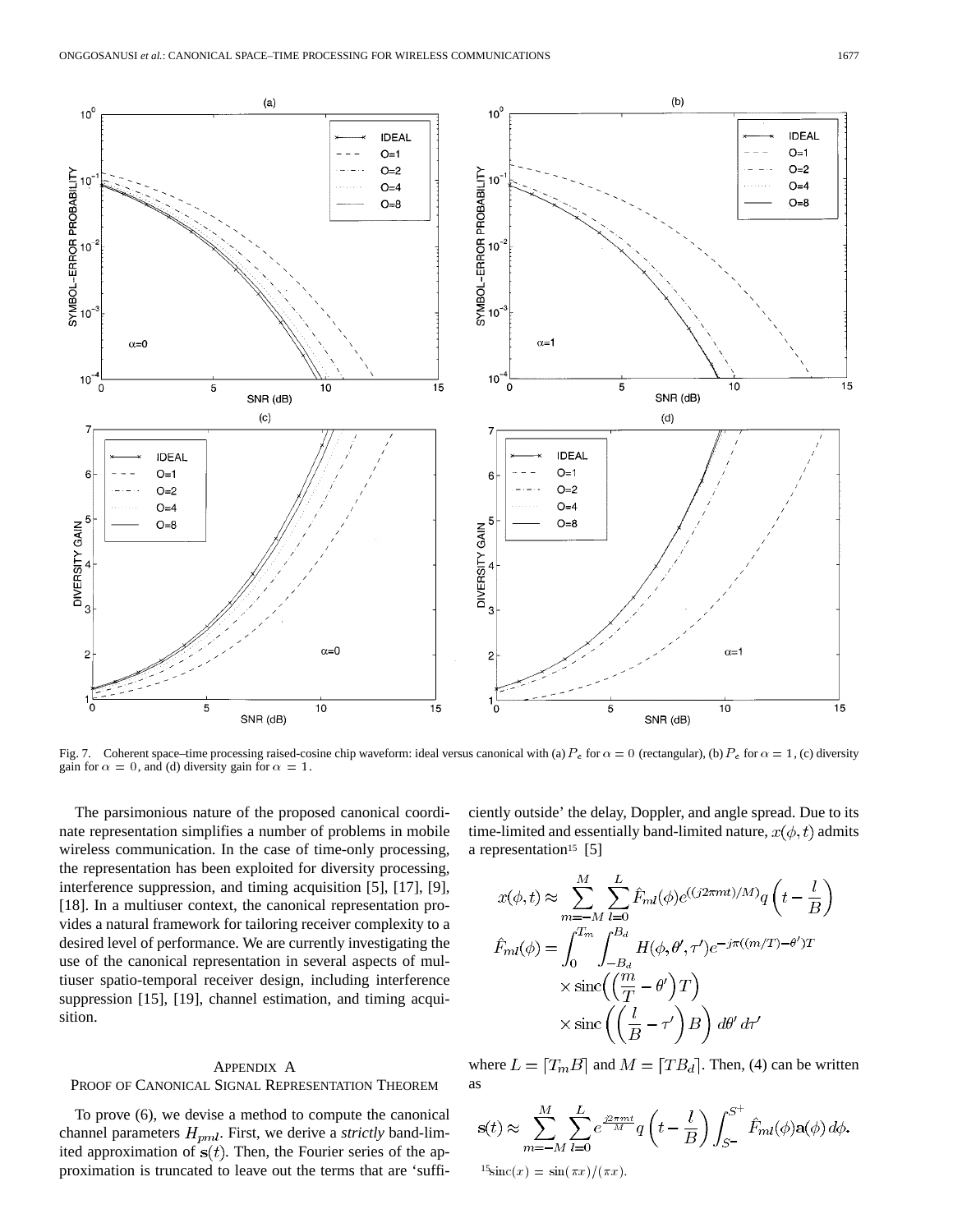Fig. 7. Coherent space–time processing raised-cosine chip waveform: ideal versus canonical with (a) $P_e$ for $\alpha = 0$ (rectangular), (b) $P_e$ for $\alpha = 1$, (c) diversity gain for $\alpha = 0$, and (d) diversity gain for $\alpha = 1$.

The parsimonious nature of the proposed canonical coordinate representation simplifies a number of problems in mobile wireless communication. In the case of time-only processing, the representation has been exploited for diversity processing, interference suppression, and timing acquisition [5], [17], [9], [18]. In a multiuser context, the canonical representation provides a natural framework for tailoring receiver complexity to a desired level of performance. We are currently investigating the use of the canonical representation in several aspects of multiuser spatio-temporal receiver design, including interference suppression [15], [19], channel estimation, and timing acquisition.

## Appendix A
## Proof of Canonical Signal Representation Theorem

To prove (6), we devise a method to compute the canonical channel parameters $H_{pml}$. First, we derive a *strictly* band-limited approximation of $\mathbf{s}(t)$. Then, the Fourier series of the approximation is truncated to leave out the terms that are 'sufficiently outside' the delay, Doppler, and angle spread. Due to its time-limited and essentially band-limited nature, $x(\phi, t)$ admits a representation[15] [5]

$$x(\phi,t) \approx \sum_{m=-M}^{M}\sum_{l=0}^{L} \hat{F}_{ml}(\phi) e^{((j2\pi m t)/M)} q\left(t - \frac{l}{B}\right)$$

$$\hat{F}_{ml}(\phi) = \int_{0}^{T_m}\int_{-B_d}^{B_d} H(\phi,\theta',\tau') e^{-j\pi((m/T)-\theta')T} \times \operatorname{sinc}\left(\left(\frac{m}{T}-\theta'\right)T\right) \times \operatorname{sinc}\left(\left(\frac{l}{B}-\tau'\right)B\right) d\theta'\, d\tau'$$

where $L = \lceil T_m B \rceil$ and $M = \lceil T B_d \rceil$. Then, (4) can be written as

$$\mathbf{s}(t) \approx \sum_{m=-M}^{M}\sum_{l=0}^{L} e^{\frac{j2\pi m t}{M}} q\left(t - \frac{l}{B}\right) \int_{S^-}^{S^+} \hat{F}_{ml}(\phi)\mathbf{a}(\phi)\, d\phi.$$

[15] $\operatorname{sinc}(x) = \sin(\pi x)/(\pi x)$.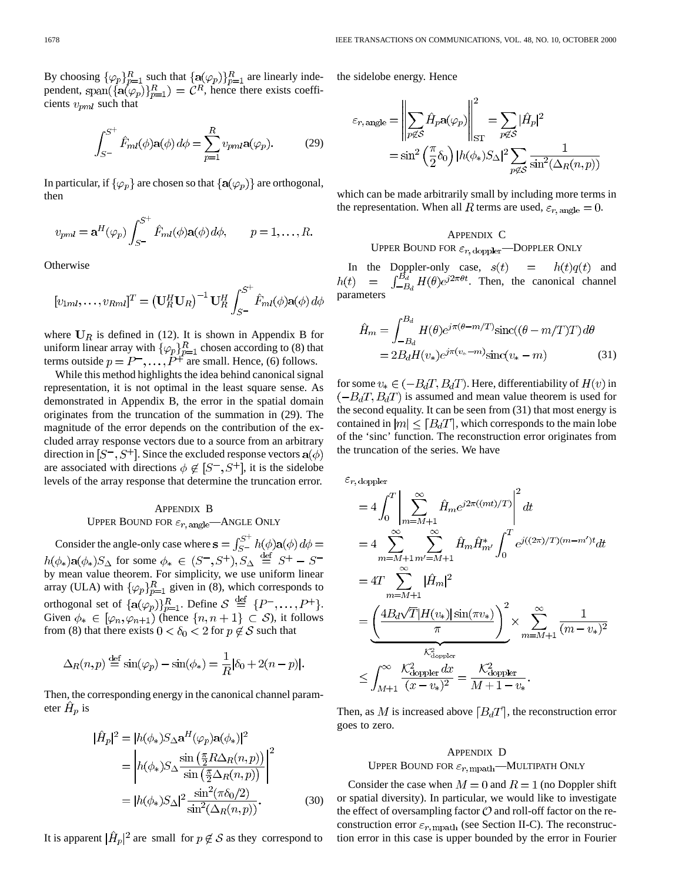By choosing $\{\varphi_p\}_{p=1}^R$ such that $\{\mathbf{a}(\varphi_p)\}_{p=1}^R$ are linearly independent, $\text{span}(\{\mathbf{a}(\varphi_p)\}_{p=1}^R) = \mathcal{C}^R$, hence there exists coefficients $v_{pml}$ such that

$$\int_{S^-}^{S^+} \hat{F}_{ml}(\phi)\mathbf{a}(\phi)\,d\phi = \sum_{p=1}^{R} v_{pml}\mathbf{a}(\varphi_p). \tag{29}$$

In particular, if $\{\varphi_p\}$ are chosen so that $\{\mathbf{a}(\varphi_p)\}$ are orthogonal, then

$$v_{pml} = \mathbf{a}^H(\varphi_p)\int_{S^-}^{S^+} \hat{F}_{ml}(\phi)\mathbf{a}(\phi)\,d\phi, \qquad p = 1,\ldots,R.$$

Otherwise

$$[v_{1ml},\ldots,v_{Rml}]^T = \left(\mathbf{U}_R^H\mathbf{U}_R\right)^{-1}\mathbf{U}_R^H\int_{S^-}^{S^+} \hat{F}_{ml}(\phi)\mathbf{a}(\phi)\,d\phi$$

where $\mathbf{U}_R$ is defined in (12). It is shown in Appendix B for uniform linear array with $\{\varphi_p\}_{p=1}^R$ chosen according to (8) that terms outside $p = P^-,\ldots,P^+$ are small. Hence, (6) follows.

While this method highlights the idea behind canonical signal representation, it is not optimal in the least square sense. As demonstrated in Appendix B, the error in the spatial domain originates from the truncation of the summation in (29). The magnitude of the error depends on the contribution of the excluded array response vectors due to a source from an arbitrary direction in $[S^-, S^+]$. Since the excluded response vectors $\mathbf{a}(\phi)$ are associated with directions $\phi \notin [S^-, S^+]$, it is the sidelobe levels of the array response that determine the truncation error.

## Appendix B
## Upper Bound for $\varepsilon_{r,\text{angle}}$—Angle Only

Consider the angle-only case where $\mathbf{s} = \int_{S^-}^{S^+} h(\phi)\mathbf{a}(\phi)\,d\phi = h(\phi_*)\mathbf{a}(\phi_*)S_\Delta$ for some $\phi_* \in (S^-, S^+), S_\Delta \stackrel{\text{def}}{=} S^+ - S^-$ by mean value theorem. For simplicity, we use uniform linear array (ULA) with $\{\varphi_p\}_{p=1}^R$ given in (8), which corresponds to orthogonal set of $\{\mathbf{a}(\varphi_p)\}_{p=1}^R$. Define $\mathcal{S} \stackrel{\text{def}}{=} \{P^-,\ldots,P^+\}$. Given $\phi_* \in [\varphi_n, \varphi_{n+1})$ (hence $\{n, n+1\} \subset \mathcal{S}$), it follows from (8) that there exists $0 < \delta_0 < 2$ for $p \notin \mathcal{S}$ such that

$$\Delta_R(n,p) \stackrel{\text{def}}{=} \sin(\varphi_p) - \sin(\phi_*) = \frac{1}{R}|\delta_0 + 2(n-p)|.$$

Then, the corresponding energy in the canonical channel parameter $\hat{H}_p$ is

$$\begin{aligned}
|\hat{H}_p|^2 &= |h(\phi_*)S_\Delta\mathbf{a}^H(\varphi_p)\mathbf{a}(\phi_*)|^2\\
&= \left|h(\phi_*)S_\Delta\frac{\sin\left(\frac{\pi}{2}R\Delta_R(n,p)\right)}{\sin\left(\frac{\pi}{2}\Delta_R(n,p)\right)}\right|^2\\
&= |h(\phi_*)S_\Delta|^2\frac{\sin^2(\pi\delta_0/2)}{\sin^2(\Delta_R(n,p))}.
\end{aligned} \tag{30}$$

It is apparent $|\hat{H}_p|^2$ are small for $p \notin \mathcal{S}$ as they correspond to the sidelobe energy. Hence

$$\begin{aligned}
\varepsilon_{r,\text{angle}} &= \left\|\sum_{p\notin\mathcal{S}}\hat{H}_p\mathbf{a}(\varphi_p)\right\|_{\text{ST}}^2 = \sum_{p\notin\mathcal{S}}|\hat{H}_p|^2\\
&= \sin^2\left(\frac{\pi}{2}\delta_0\right)|h(\phi_*)S_\Delta|^2\sum_{p\notin\mathcal{S}}\frac{1}{\sin^2(\Delta_R(n,p))}
\end{aligned}$$

which can be made arbitrarily small by including more terms in the representation. When all $R$ terms are used, $\varepsilon_{r,\text{angle}} = 0$.

## Appendix C
## Upper Bound for $\varepsilon_{r,\text{doppler}}$—Doppler Only

In the Doppler-only case, $s(t) = h(t)q(t)$ and $h(t) = \int_{-B_d}^{B_d} H(\theta)e^{j2\pi\theta t}$. Then, the canonical channel parameters

$$\begin{aligned}
\hat{H}_m &= \int_{-B_d}^{B_d} H(\theta)e^{j\pi(\theta - m/T)}\text{sinc}((\theta - m/T)T)\,d\theta\\
&= 2B_dH(v_*)e^{j\pi(v_* - m)}\text{sinc}(v_* - m)
\end{aligned} \tag{31}$$

for some $v_* \in (-B_dT, B_dT)$. Here, differentiability of $H(v)$ in $(-B_dT, B_dT)$ is assumed and mean value theorem is used for the second equality. It can be seen from (31) that most energy is contained in $|m| \le \lceil B_dT\rceil$, which corresponds to the main lobe of the 'sinc' function. The reconstruction error originates from the truncation of the series. We have

$$\begin{aligned}
&\varepsilon_{r,\text{doppler}}\\
&= 4\int_0^T\left|\sum_{m=M+1}^{\infty}\hat{H}_me^{j2\pi((mt)/T)}\right|^2 dt\\
&= 4\sum_{m=M+1}^{\infty}\sum_{m'=M+1}^{\infty}\hat{H}_m\hat{H}_{m'}^*\int_0^T e^{j((2\pi)/T)(m-m')t}dt\\
&= 4T\sum_{m=M+1}^{\infty}|\hat{H}_m|^2\\
&= \underbrace{\left(\frac{4B_d\sqrt{T}|H(v_*)|\sin(\pi v_*)}{\pi}\right)^2}_{\mathcal{K}_{\text{doppler}}^2}\times\sum_{m=M+1}^{\infty}\frac{1}{(m-v_*)^2}\\
&\le \int_{M+1}^{\infty}\frac{\mathcal{K}_{\text{doppler}}^2\,dx}{(x-v_*)^2} = \frac{\mathcal{K}_{\text{doppler}}^2}{M+1-v_*}.
\end{aligned}$$

Then, as $M$ is increased above $\lceil B_dT\rceil$, the reconstruction error goes to zero.

## Appendix D
## Upper Bound for $\varepsilon_{r,\text{mpath}}$—Multipath Only

Consider the case when $M = 0$ and $R = 1$ (no Doppler shift or spatial diversity). In particular, we would like to investigate the effect of oversampling factor $\mathcal{O}$ and roll-off factor on the reconstruction error $\varepsilon_{r,\text{mpath}}$ (see Section II-C). The reconstruction error in this case is upper bounded by the error in Fourier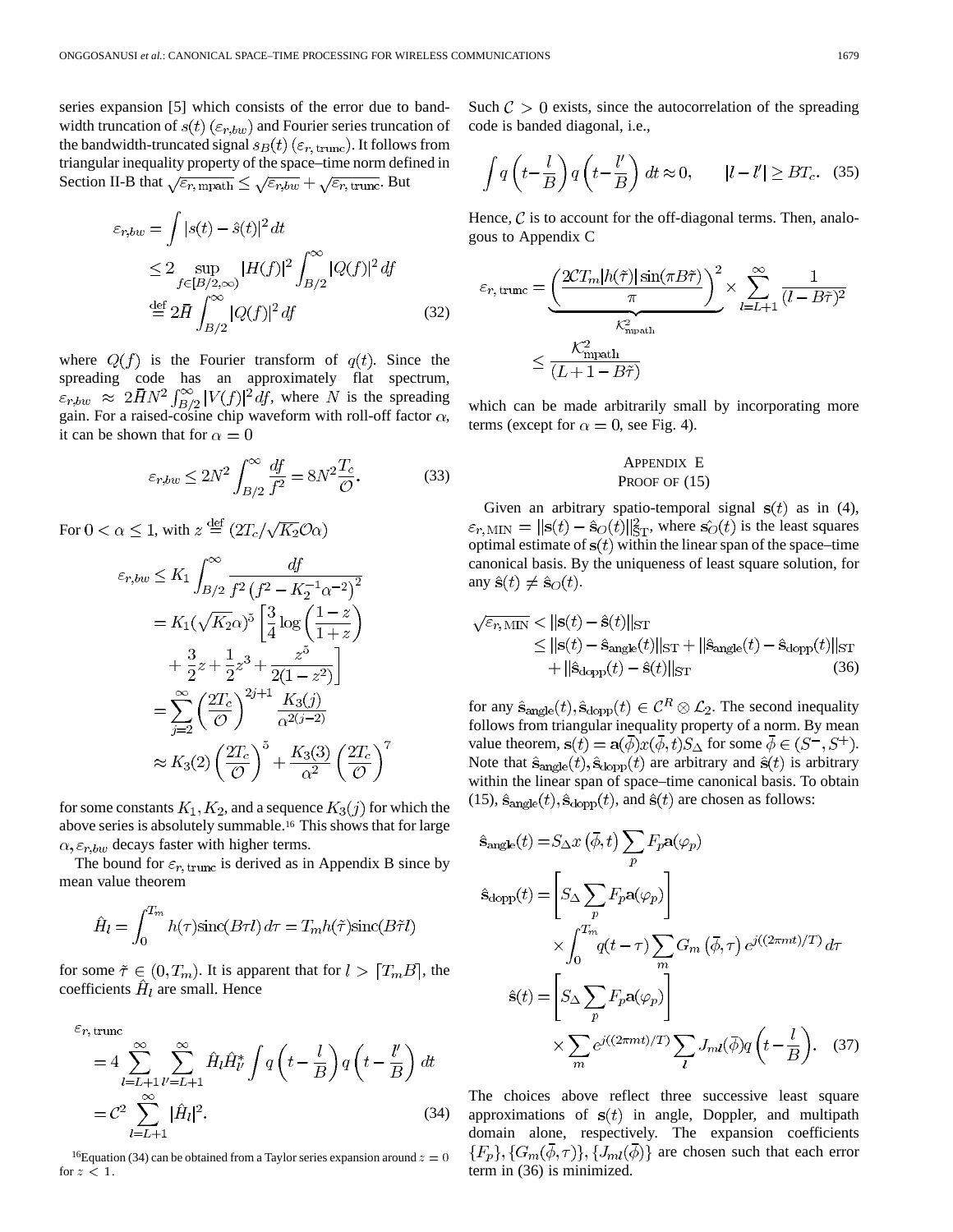series expansion [5] which consists of the error due to bandwidth truncation of $s(t)$ $(\varepsilon_{r,bw})$ and Fourier series truncation of the bandwidth-truncated signal $s_B(t)$ $(\varepsilon_{r,\text{trunc}})$. It follows from triangular inequality property of the space–time norm defined in Section II-B that $\sqrt{\varepsilon_{r,\text{mpath}}} \leq \sqrt{\varepsilon_{r,bw}} + \sqrt{\varepsilon_{r,\text{trunc}}}$. But

$$
\begin{aligned}
\varepsilon_{r,bw} &= \int |s(t) - \hat{s}(t)|^2 \, dt \\
&\leq 2 \sup_{f \in [B/2, \infty)} |H(f)|^2 \int_{B/2}^{\infty} |Q(f)|^2 \, df \\
&\stackrel{\text{def}}{=} 2\bar{H} \int_{B/2}^{\infty} |Q(f)|^2 \, df
\end{aligned} \tag{32}
$$

where $Q(f)$ is the Fourier transform of $q(t)$. Since the spreading code has an approximately flat spectrum, $\varepsilon_{r,bw} \approx 2\bar{H}N^2 \int_{B/2}^{\infty} |V(f)|^2 df$, where $N$ is the spreading gain. For a raised-cosine chip waveform with roll-off factor $\alpha$, it can be shown that for $\alpha = 0$

$$
\varepsilon_{r,bw} \leq 2N^2 \int_{B/2}^{\infty} \frac{df}{f^2} = 8N^2 \frac{T_c}{\mathcal{O}}. \tag{33}
$$

For $0 < \alpha \leq 1$, with $z \stackrel{\text{def}}{=} (2T_c / \sqrt{K_2}\mathcal{O}\alpha)$

$$
\begin{aligned}
\varepsilon_{r,bw} &\leq K_1 \int_{B/2}^{\infty} \frac{df}{f^2 \left(f^2 - K_2^{-1}\alpha^{-2}\right)^2} \\
&= K_1 (\sqrt{K_2}\alpha)^5 \left[ \frac{3}{4} \log\left(\frac{1-z}{1+z}\right) + \frac{3}{2}z + \frac{1}{2}z^3 + \frac{z^5}{2(1-z^2)} \right] \\
&= \sum_{j=2}^{\infty} \left(\frac{2T_c}{\mathcal{O}}\right)^{2j+1} \frac{K_3(j)}{\alpha^{2(j-2)}} \\
&\approx K_3(2) \left(\frac{2T_c}{\mathcal{O}}\right)^5 + \frac{K_3(3)}{\alpha^2} \left(\frac{2T_c}{\mathcal{O}}\right)^7
\end{aligned}
$$

for some constants $K_1, K_2$, and a sequence $K_3(j)$ for which the above series is absolutely summable.[16] This shows that for large $\alpha, \varepsilon_{r,bw}$ decays faster with higher terms.

The bound for $\varepsilon_{r,\text{trunc}}$ is derived as in Appendix B since by mean value theorem

$$
\hat{H}_l = \int_0^{T_m} h(\tau) \text{sinc}(B\tau l) \, d\tau = T_m h(\tilde{\tau}) \text{sinc}(B\tilde{\tau}l)
$$

for some $\tilde{\tau} \in (0, T_m)$. It is apparent that for $l > \lceil T_m B \rceil$, the coefficients $\hat{H}_l$ are small. Hence

$$
\begin{aligned}
&\varepsilon_{r,\text{trunc}} \\
&= 4 \sum_{l=L+1}^{\infty} \sum_{l'=L+1}^{\infty} \hat{H}_l \hat{H}_{l'}^* \int q\left(t - \frac{l}{B}\right) q\left(t - \frac{l'}{B}\right) dt \\
&= \mathcal{C}^2 \sum_{l=L+1}^{\infty} |\hat{H}_l|^2.
\end{aligned} \tag{34}
$$

[16] Equation (34) can be obtained from a Taylor series expansion around $z = 0$ for $z < 1$.

Such $\mathcal{C} > 0$ exists, since the autocorrelation of the spreading code is banded diagonal, i.e.,

$$
\int q\left(t - \frac{l}{B}\right) q\left(t - \frac{l'}{B}\right) dt \approx 0, \qquad |l - l'| \geq BT_c. \tag{35}
$$

Hence, $\mathcal{C}$ is to account for the off-diagonal terms. Then, analogous to Appendix C

$$
\begin{aligned}
\varepsilon_{r,\text{trunc}} &= \underbrace{\left(\frac{2\mathcal{C}T_m |h(\tilde{\tau})| \sin(\pi B\tilde{\tau})}{\pi}\right)^2}_{\mathcal{K}_{\text{mpath}}^2} \times \sum_{l=L+1}^{\infty} \frac{1}{(l - B\tilde{\tau})^2} \\
&\leq \frac{\mathcal{K}_{\text{mpath}}^2}{(L + 1 - B\tilde{\tau})}
\end{aligned}
$$

which can be made arbitrarily small by incorporating more terms (except for $\alpha = 0$, see Fig. 4).

## Appendix E
## Proof of (15)

Given an arbitrary spatio-temporal signal $\mathbf{s}(t)$ as in (4), $\varepsilon_{r,\text{MIN}} = \|\mathbf{s}(t) - \hat{\mathbf{s}}_O(t)\|_{\text{ST}}^2$, where $\hat{\mathbf{s}}_O(t)$ is the least squares optimal estimate of $\mathbf{s}(t)$ within the linear span of the space–time canonical basis. By the uniqueness of least square solution, for any $\hat{\mathbf{s}}(t) \neq \hat{\mathbf{s}}_O(t)$.

$$
\begin{aligned}
\sqrt{\varepsilon_{r,\text{MIN}}} &< \|\mathbf{s}(t) - \hat{\mathbf{s}}(t)\|_{\text{ST}} \\
&\leq \|\mathbf{s}(t) - \hat{\mathbf{s}}_{\text{angle}}(t)\|_{\text{ST}} + \|\hat{\mathbf{s}}_{\text{angle}}(t) - \hat{\mathbf{s}}_{\text{dopp}}(t)\|_{\text{ST}} \\
&\quad + \|\hat{\mathbf{s}}_{\text{dopp}}(t) - \hat{\mathbf{s}}(t)\|_{\text{ST}}
\end{aligned} \tag{36}
$$

for any $\hat{\mathbf{s}}_{\text{angle}}(t), \hat{\mathbf{s}}_{\text{dopp}}(t) \in \mathcal{C}^R \otimes \mathcal{L}_2$. The second inequality follows from triangular inequality property of a norm. By mean value theorem, $\mathbf{s}(t) = \mathbf{a}(\bar{\phi})x(\bar{\phi}, t)S_\Delta$ for some $\bar{\phi} \in (S^-, S^+)$. Note that $\hat{\mathbf{s}}_{\text{angle}}(t), \hat{\mathbf{s}}_{\text{dopp}}(t)$ are arbitrary and $\hat{\mathbf{s}}(t)$ is arbitrary within the linear span of space–time canonical basis. To obtain (15), $\hat{\mathbf{s}}_{\text{angle}}(t), \hat{\mathbf{s}}_{\text{dopp}}(t)$, and $\hat{\mathbf{s}}(t)$ are chosen as follows:

$$
\begin{aligned}
\hat{\mathbf{s}}_{\text{angle}}(t) &= S_\Delta x\left(\bar{\phi}, t\right) \sum_p F_p \mathbf{a}(\varphi_p) \\
\hat{\mathbf{s}}_{\text{dopp}}(t) &= \left[S_\Delta \sum_p F_p \mathbf{a}(\varphi_p)\right] \\
&\quad \times \int_0^{T_m} q(t - \tau) \sum_m G_m\left(\bar{\phi}, \tau\right) e^{j((2\pi m t)/T)} \, d\tau \\
\hat{\mathbf{s}}(t) &= \left[S_\Delta \sum_p F_p \mathbf{a}(\varphi_p)\right] \\
&\quad \times \sum_m e^{j((2\pi m t)/T)} \sum_l J_{ml}(\bar{\phi}) q\left(t - \frac{l}{B}\right).
\end{aligned} \tag{37}
$$

The choices above reflect three successive least square approximations of $\mathbf{s}(t)$ in angle, Doppler, and multipath domain alone, respectively. The expansion coefficients $\{F_p\}, \{G_m(\bar{\phi}, \tau)\}, \{J_{ml}(\bar{\phi})\}$ are chosen such that each error term in (36) is minimized.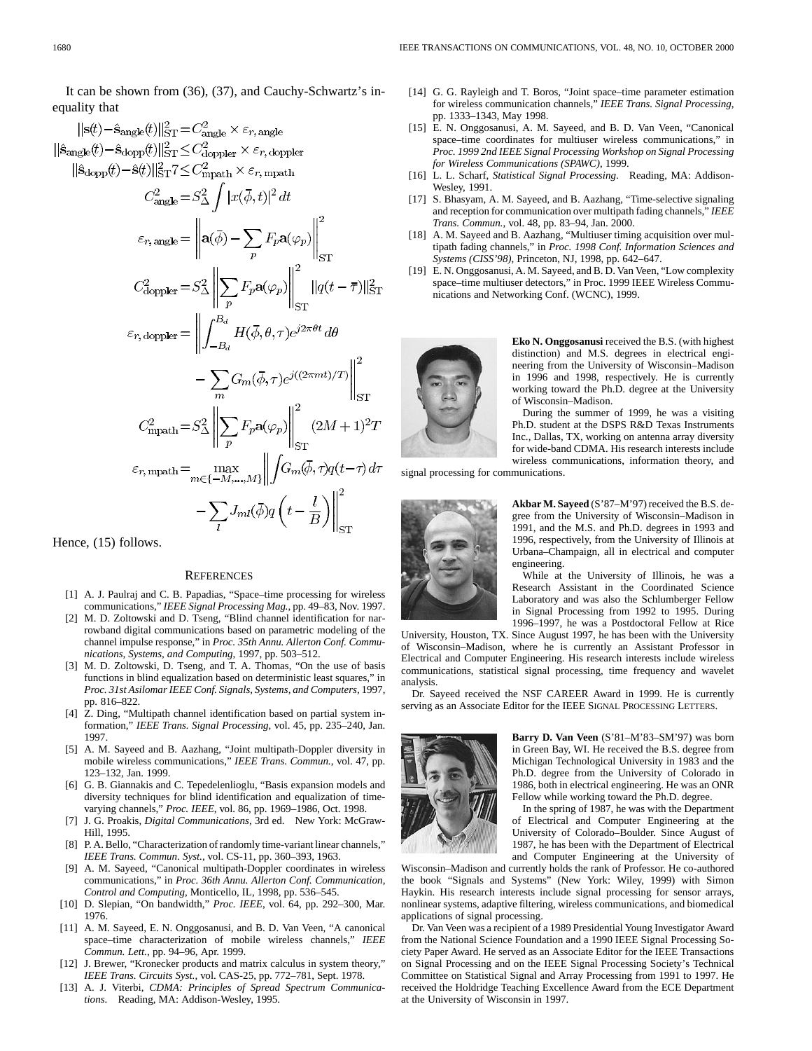It can be shown from (36), (37), and Cauchy-Schwartz's inequality that

$$\|\mathbf{s}(t)-\hat{\mathbf{s}}_{\rm angle}(t)\|_{\rm ST}^2 = C_{\rm angle}^2 \times \varepsilon_{r,\,{\rm angle}}$$

$$\|\hat{\mathbf{s}}_{\rm angle}(t)-\hat{\mathbf{s}}_{\rm dopp}(t)\|_{\rm ST}^2 \le C_{\rm doppler}^2 \times \varepsilon_{r,\,{\rm doppler}}$$

$$\|\hat{\mathbf{s}}_{\rm dopp}(t)-\hat{\mathbf{s}}(t)\|_{\rm ST}^2 7 \le C_{\rm mpath}^2 \times \varepsilon_{r,\,{\rm mpath}}$$

$$C_{\rm angle}^2 = S_\Delta^2 \int |x(\bar{\phi},t)|^2\,dt$$

$$\varepsilon_{r,\,{\rm angle}} = \left\|\mathbf{a}(\bar{\phi}) - \sum_p F_p \mathbf{a}(\varphi_p)\right\|_{\rm ST}^2$$

$$C_{\rm doppler}^2 = S_\Delta^2 \left\|\sum_p F_p \mathbf{a}(\varphi_p)\right\|_{\rm ST}^2 \|q(t-\bar{\tau})\|_{\rm ST}^2$$

$$\varepsilon_{r,\,{\rm doppler}} = \left\| \int_{-B_d}^{B_d} H(\bar{\phi},\theta,\tau)e^{j2\pi\theta t}\,d\theta - \sum_m G_m(\bar{\phi},\tau)e^{j((2\pi m t)/T)} \right\|_{\rm ST}^2$$

$$C_{\rm mpath}^2 = S_\Delta^2 \left\|\sum_p F_p \mathbf{a}(\varphi_p)\right\|_{\rm ST}^2 (2M+1)^2 T$$

$$\varepsilon_{r,\,{\rm mpath}} = \max_{m\in\{-M,\ldots,M\}} \left\| \int G_m(\bar{\phi},\tau) q(t-\tau)\,d\tau - \sum_l J_{ml}(\bar{\phi}) q\left(t-\frac{l}{B}\right) \right\|_{\rm ST}^2$$

Hence, (15) follows.

## References

[1] A. J. Paulraj and C. B. Papadias, "Space–time processing for wireless communications," *IEEE Signal Processing Mag.*, pp. 49–83, Nov. 1997.

[2] M. D. Zoltowski and D. Tseng, "Blind channel identification for narrowband digital communications based on parametric modeling of the channel impulse response," in *Proc. 35th Annu. Allerton Conf. Communications, Systems, and Computing*, 1997, pp. 503–512.

[3] M. D. Zoltowski, D. Tseng, and T. A. Thomas, "On the use of basis functions in blind equalization based on deterministic least squares," in *Proc. 31st Asilomar IEEE Conf. Signals, Systems, and Computers*, 1997, pp. 816–822.

[4] Z. Ding, "Multipath channel identification based on partial system information," *IEEE Trans. Signal Processing*, vol. 45, pp. 235–240, Jan. 1997.

[5] A. M. Sayeed and B. Aazhang, "Joint multipath-Doppler diversity in mobile wireless communications," *IEEE Trans. Commun.*, vol. 47, pp. 123–132, Jan. 1999.

[6] G. B. Giannakis and C. Tepedelenlioglu, "Basis expansion models and diversity techniques for blind identification and equalization of time-varying channels," *Proc. IEEE*, vol. 86, pp. 1969–1986, Oct. 1998.

[7] J. G. Proakis, *Digital Communications*, 3rd ed. New York: McGraw-Hill, 1995.

[8] P. A. Bello, "Characterization of randomly time-variant linear channels," *IEEE Trans. Commun. Syst.*, vol. CS-11, pp. 360–393, 1963.

[9] A. M. Sayeed, "Canonical multipath-Doppler coordinates in wireless communications," in *Proc. 36th Annu. Allerton Conf. Communication, Control and Computing*, Monticello, IL, 1998, pp. 536–545.

[10] D. Slepian, "On bandwidth," *Proc. IEEE*, vol. 64, pp. 292–300, Mar. 1976.

[11] A. M. Sayeed, E. N. Onggosanusi, and B. D. Van Veen, "A canonical space–time characterization of mobile wireless channels," *IEEE Commun. Lett.*, pp. 94–96, Apr. 1999.

[12] J. Brewer, "Kronecker products and matrix calculus in system theory," *IEEE Trans. Circuits Syst.*, vol. CAS-25, pp. 772–781, Sept. 1978.

[13] A. J. Viterbi, *CDMA: Principles of Spread Spectrum Communications*. Reading, MA: Addison-Wesley, 1995.

[14] G. G. Rayleigh and T. Boros, "Joint space–time parameter estimation for wireless communication channels," *IEEE Trans. Signal Processing*, pp. 1333–1343, May 1998.

[15] E. N. Onggosanusi, A. M. Sayeed, and B. D. Van Veen, "Canonical space–time coordinates for multiuser wireless communications," in *Proc. 1999 2nd IEEE Signal Processing Workshop on Signal Processing for Wireless Communications (SPAWC)*, 1999.

[16] L. L. Scharf, *Statistical Signal Processing*. Reading, MA: Addison-Wesley, 1991.

[17] S. Bhasyam, A. M. Sayeed, and B. Aazhang, "Time-selective signaling and reception for communication over multipath fading channels," *IEEE Trans. Commun.*, vol. 48, pp. 83–94, Jan. 2000.

[18] A. M. Sayeed and B. Aazhang, "Multiuser timing acquisition over multipath fading channels," in *Proc. 1998 Conf. Information Sciences and Systems (CISS'98)*, Princeton, NJ, 1998, pp. 642–647.

[19] E. N. Onggosanusi, A. M. Sayeed, and B. D. Van Veen, "Low complexity space–time multiuser detectors," in Proc. 1999 IEEE Wireless Communications and Networking Conf. (WCNC), 1999.

**Eko N. Onggosanusi** received the B.S. (with highest distinction) and M.S. degrees in electrical engineering from the University of Wisconsin–Madison in 1996 and 1998, respectively. He is currently working toward the Ph.D. degree at the University of Wisconsin–Madison.

During the summer of 1999, he was a visiting Ph.D. student at the DSPS R&D Texas Instruments Inc., Dallas, TX, working on antenna array diversity for wide-band CDMA. His research interests include wireless communications, information theory, and signal processing for communications.

**Akbar M. Sayeed** (S'87–M'97) received the B.S. degree from the University of Wisconsin–Madison in 1991, and the M.S. and Ph.D. degrees in 1993 and 1996, respectively, from the University of Illinois at Urbana–Champaign, all in electrical and computer engineering.

While at the University of Illinois, he was a Research Assistant in the Coordinated Science Laboratory and was also the Schlumberger Fellow in Signal Processing from 1992 to 1995. During 1996–1997, he was a Postdoctoral Fellow at Rice University, Houston, TX. Since August 1997, he has been with the University of Wisconsin–Madison, where he is currently an Assistant Professor in Electrical and Computer Engineering. His research interests include wireless communications, statistical signal processing, time frequency and wavelet analysis.

Dr. Sayeed received the NSF CAREER Award in 1999. He is currently serving as an Associate Editor for the IEEE SIGNAL PROCESSING LETTERS.

**Barry D. Van Veen** (S'81–M'83–SM'97) was born in Green Bay, WI. He received the B.S. degree from Michigan Technological University in 1983 and the Ph.D. degree from the University of Colorado in 1986, both in electrical engineering. He was an ONR Fellow while working toward the Ph.D. degree.

In the spring of 1987, he was with the Department of Electrical and Computer Engineering at the University of Colorado–Boulder. Since August of 1987, he has been with the Department of Electrical and Computer Engineering at the University of Wisconsin–Madison and currently holds the rank of Professor. He co-authored the book "Signals and Systems" (New York: Wiley, 1999) with Simon Haykin. His research interests include signal processing for sensor arrays, nonlinear systems, adaptive filtering, wireless communications, and biomedical applications of signal processing.

Dr. Van Veen was a recipient of a 1989 Presidential Young Investigator Award from the National Science Foundation and a 1990 IEEE Signal Processing Society Paper Award. He served as an Associate Editor for the IEEE Transactions on Signal Processing and on the IEEE Signal Processing Society's Technical Committee on Statistical Signal and Array Processing from 1991 to 1997. He received the Holdridge Teaching Excellence Award from the ECE Department at the University of Wisconsin in 1997.